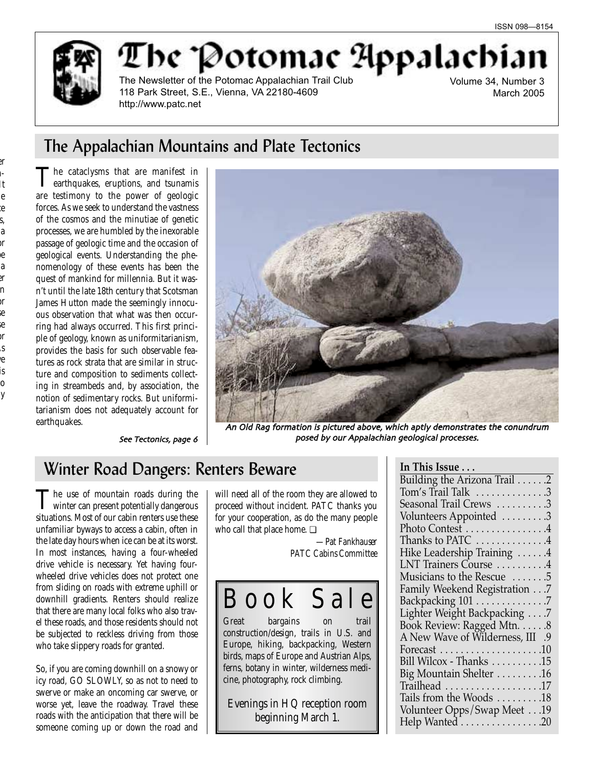ISSN 098—8154

# The Potomac Appalachian

The Newsletter of the Potomac Appalachian Trail Club
118 Park Street, S.E., Vienna, VA 22180-4609
http://www.patc.net

Volume 34, Number 3
March 2005

## The Appalachian Mountains and Plate Tectonics

The cataclysms that are manifest in earthquakes, eruptions, and tsunamis are testimony to the power of geologic forces. As we seek to understand the vastness of the cosmos and the minutiae of genetic processes, we are humbled by the inexorable passage of geologic time and the occasion of geological events. Understanding the phenomenology of these events has been the quest of mankind for millennia. But it wasn't until the late 18th century that Scotsman James Hutton made the seemingly innocuous observation that what was then occurring had always occurred. This first principle of geology, known as uniformitarianism, provides the basis for such observable features as rock strata that are similar in structure and composition to sediments collecting in streambeds and, by association, the notion of sedimentary rocks. But uniformitarianism does not adequately account for earthquakes.

*See Tectonics, page 6*

*An Old Rag formation is pictured above, which aptly demonstrates the conundrum posed by our Appalachian geological processes.*

## Winter Road Dangers: Renters Beware

The use of mountain roads during the winter can present potentially dangerous situations. Most of our cabin renters use these unfamiliar byways to access a cabin, often in the late day hours when ice can be at its worst. In most instances, having a four-wheeled drive vehicle is necessary. Yet having four-wheeled drive vehicles does not protect one from sliding on roads with extreme uphill or downhill gradients. Renters should realize that there are many local folks who also travel these roads, and those residents should not be subjected to reckless driving from those who take slippery roads for granted.

So, if you are coming downhill on a snowy or icy road, GO SLOWLY, so as not to need to swerve or make an oncoming car swerve, or worse yet, leave the roadway. Travel these roads with the anticipation that there will be someone coming up or down the road and will need all of the room they are allowed to proceed without incident. PATC thanks you for your cooperation, as do the many people who call that place home. ❑

*—Pat Fankhauser*
*PATC Cabins Committee*

## Book Sale

Great bargains on trail construction/design, trails in U.S. and Europe, hiking, backpacking, Western birds, maps of Europe and Austrian Alps, ferns, botany in winter, wilderness medicine, photography, rock climbing.

Evenings in HQ reception room beginning March 1.

**In This Issue . . .**

| | |
|---|---|
| Building the Arizona Trail | 2 |
| Tom's Trail Talk | 3 |
| Seasonal Trail Crews | 3 |
| Volunteers Appointed | 3 |
| Photo Contest | 4 |
| Thanks to PATC | 4 |
| Hike Leadership Training | 4 |
| LNT Trainers Course | 4 |
| Musicians to the Rescue | 5 |
| Family Weekend Registration | 7 |
| Backpacking 101 | 7 |
| Lighter Weight Backpacking | 7 |
| Book Review: Ragged Mtn. | 8 |
| A New Wave of Wilderness, III | 9 |
| Forecast | 10 |
| Bill Wilcox - Thanks | 15 |
| Big Mountain Shelter | 16 |
| Trailhead | 17 |
| Tails from the Woods | 18 |
| Volunteer Opps/Swap Meet | 19 |
| Help Wanted | 20 |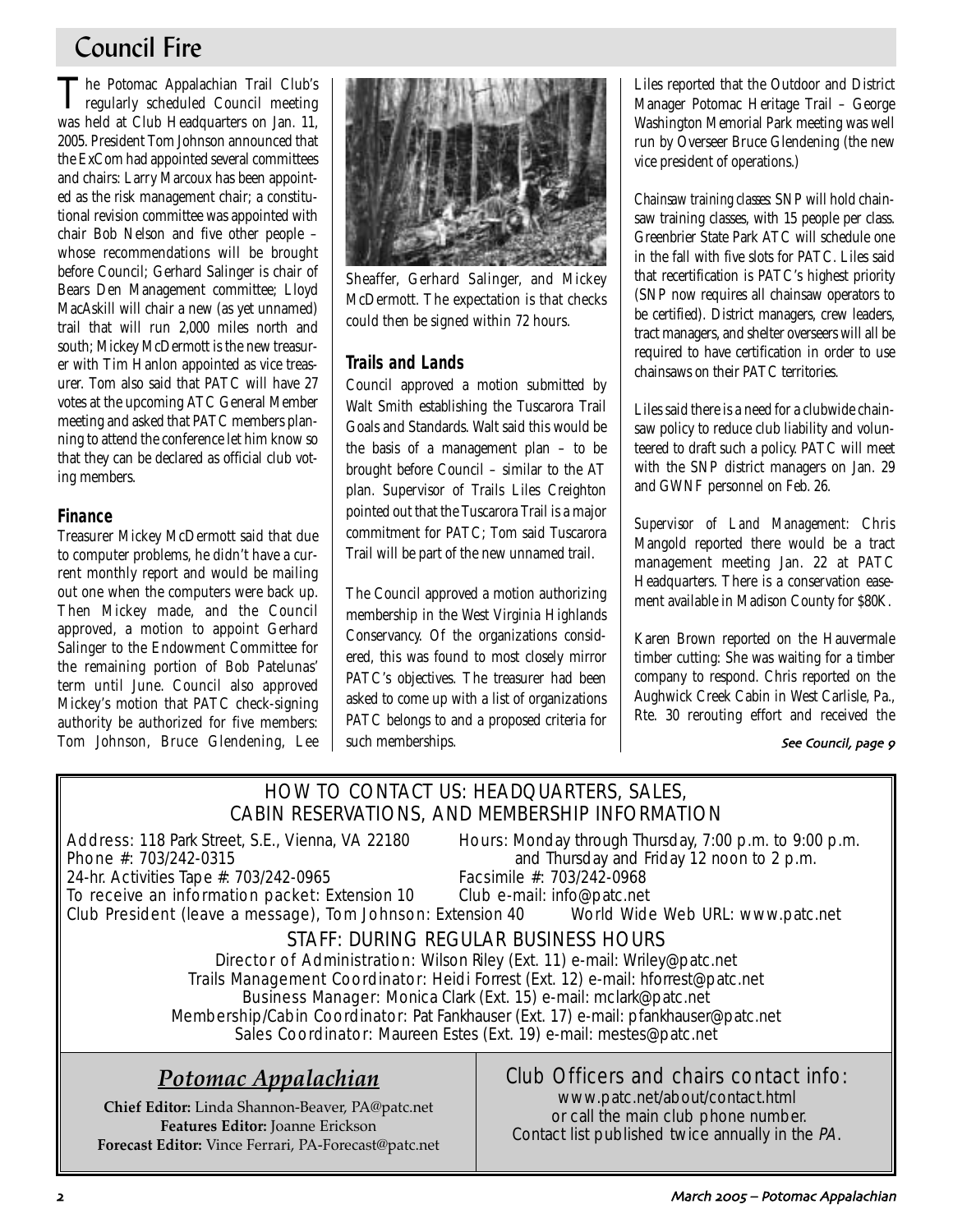# Council Fire

The Potomac Appalachian Trail Club's regularly scheduled Council meeting was held at Club Headquarters on Jan. 11, 2005. President Tom Johnson announced that the ExCom had appointed several committees and chairs: Larry Marcoux has been appointed as the risk management chair; a constitutional revision committee was appointed with chair Bob Nelson and five other people – whose recommendations will be brought before Council; Gerhard Salinger is chair of Bears Den Management committee; Lloyd MacAskill will chair a new (as yet unnamed) trail that will run 2,000 miles north and south; Mickey McDermott is the new treasurer with Tim Hanlon appointed as vice treasurer. Tom also said that PATC will have 27 votes at the upcoming ATC General Member meeting and asked that PATC members planning to attend the conference let him know so that they can be declared as official club voting members.

### Finance

Treasurer Mickey McDermott said that due to computer problems, he didn't have a current monthly report and would be mailing out one when the computers were back up. Then Mickey made, and the Council approved, a motion to appoint Gerhard Salinger to the Endowment Committee for the remaining portion of Bob Patelunas' term until June. Council also approved Mickey's motion that PATC check-signing authority be authorized for five members: Tom Johnson, Bruce Glendening, Lee Sheaffer, Gerhard Salinger, and Mickey McDermott. The expectation is that checks could then be signed within 72 hours.

### Trails and Lands

Council approved a motion submitted by Walt Smith establishing the Tuscarora Trail Goals and Standards. Walt said this would be the basis of a management plan – to be brought before Council – similar to the AT plan. Supervisor of Trails Liles Creighton pointed out that the Tuscarora Trail is a major commitment for PATC; Tom said Tuscarora Trail will be part of the new unnamed trail.

The Council approved a motion authorizing membership in the West Virginia Highlands Conservancy. Of the organizations considered, this was found to most closely mirror PATC's objectives. The treasurer had been asked to come up with a list of organizations PATC belongs to and a proposed criteria for such memberships.

Liles reported that the Outdoor and District Manager Potomac Heritage Trail – George Washington Memorial Park meeting was well run by Overseer Bruce Glendening (the new vice president of operations.)

*Chainsaw training classes*: SNP will hold chainsaw training classes, with 15 people per class. Greenbrier State Park ATC will schedule one in the fall with five slots for PATC. Liles said that recertification is PATC's highest priority (SNP now requires all chainsaw operators to be certified). District managers, crew leaders, tract managers, and shelter overseers will all be required to have certification in order to use chainsaws on their PATC territories.

Liles said there is a need for a clubwide chainsaw policy to reduce club liability and volunteered to draft such a policy. PATC will meet with the SNP district managers on Jan. 29 and GWNF personnel on Feb. 26.

*Supervisor of Land Management*: Chris Mangold reported there would be a tract management meeting Jan. 22 at PATC Headquarters. There is a conservation easement available in Madison County for $80K.

Karen Brown reported on the Hauvermale timber cutting: She was waiting for a timber company to respond. Chris reported on the Aughwick Creek Cabin in West Carlisle, Pa., Rte. 30 rerouting effort and received the

*See Council, page 9*

---

## HOW TO CONTACT US: HEADQUARTERS, SALES, CABIN RESERVATIONS, AND MEMBERSHIP INFORMATION

Address: 118 Park Street, S.E., Vienna, VA 22180
Phone #: 703/242-0315
24-hr. Activities Tape #: 703/242-0965
To receive an information packet: Extension 10
Club President (leave a message), Tom Johnson: Extension 40

Hours: Monday through Thursday, 7:00 p.m. to 9:00 p.m. and Thursday and Friday 12 noon to 2 p.m.
Facsimile #: 703/242-0968
Club e-mail: info@patc.net
World Wide Web URL: www.patc.net

### STAFF: DURING REGULAR BUSINESS HOURS

Director of Administration: Wilson Riley (Ext. 11) e-mail: Wriley@patc.net
Trails Management Coordinator: Heidi Forrest (Ext. 12) e-mail: hforrest@patc.net
Business Manager: Monica Clark (Ext. 15) e-mail: mclark@patc.net
Membership/Cabin Coordinator: Pat Fankhauser (Ext. 17) e-mail: pfankhauser@patc.net
Sales Coordinator: Maureen Estes (Ext. 19) e-mail: mestes@patc.net

## *Potomac Appalachian*

**Chief Editor:** Linda Shannon-Beaver, PA@patc.net
**Features Editor:** Joanne Erickson
**Forecast Editor:** Vince Ferrari, PA-Forecast@patc.net

### Club Officers and chairs contact info:

www.patc.net/about/contact.html
or call the main club phone number.
Contact list published twice annually in the *PA*.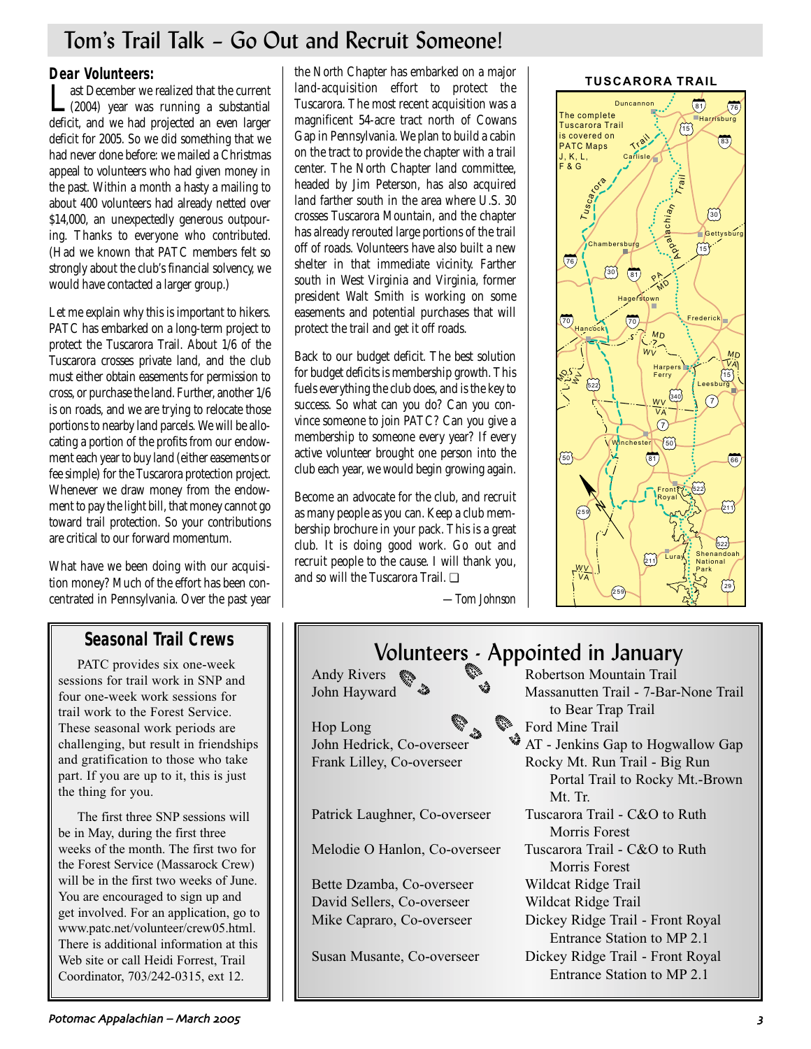# Tom's Trail Talk – Go Out and Recruit Someone!

**Dear Volunteers:**

Last December we realized that the current (2004) year was running a substantial deficit, and we had projected an even larger deficit for 2005. So we did something that we had never done before: we mailed a Christmas appeal to volunteers who had given money in the past. Within a month a hasty a mailing to about 400 volunteers had already netted over $14,000, an unexpectedly generous outpouring. Thanks to everyone who contributed. (Had we known that PATC members felt so strongly about the club's financial solvency, we would have contacted a larger group.)

Let me explain why this is important to hikers. PATC has embarked on a long-term project to protect the Tuscarora Trail. About 1/6 of the Tuscarora crosses private land, and the club must either obtain easements for permission to cross, or purchase the land. Further, another 1/6 is on roads, and we are trying to relocate those portions to nearby land parcels. We will be allocating a portion of the profits from our endowment each year to buy land (either easements or fee simple) for the Tuscarora protection project. Whenever we draw money from the endowment to pay the light bill, that money cannot go toward trail protection. So your contributions are critical to our forward momentum.

What have we been doing with our acquisition money? Much of the effort has been concentrated in Pennsylvania. Over the past year the North Chapter has embarked on a major land-acquisition effort to protect the Tuscarora. The most recent acquisition was a magnificent 54-acre tract north of Cowans Gap in Pennsylvania. We plan to build a cabin on the tract to provide the chapter with a trail center. The North Chapter land committee, headed by Jim Peterson, has also acquired land farther south in the area where U.S. 30 crosses Tuscarora Mountain, and the chapter has already rerouted large portions of the trail off of roads. Volunteers have also built a new shelter in that immediate vicinity. Farther south in West Virginia and Virginia, former president Walt Smith is working on some easements and potential purchases that will protect the trail and get it off roads.

Back to our budget deficit. The best solution for budget deficits is membership growth. This fuels everything the club does, and is the key to success. So what can you do? Can you convince someone to join PATC? Can you give a membership to someone every year? If every active volunteer brought one person into the club each year, we would begin growing again.

Become an advocate for the club, and recruit as many people as you can. Keep a club membership brochure in your pack. This is a great club. It is doing good work. Go out and recruit people to the cause. I will thank you, and so will the Tuscarora Trail. ❑

*—Tom Johnson*

**TUSCARORA TRAIL**

The complete Tuscarora Trail is covered on PATC Maps J, K, L, F & G

## Seasonal Trail Crews

PATC provides six one-week sessions for trail work in SNP and four one-week work sessions for trail work to the Forest Service. These seasonal work periods are challenging, but result in friendships and gratification to those who take part. If you are up to it, this is just the thing for you.

The first three SNP sessions will be in May, during the first three weeks of the month. The first two for the Forest Service (Massarock Crew) will be in the first two weeks of June. You are encouraged to sign up and get involved. For an application, go to www.patc.net/volunteer/crew05.html. There is additional information at this Web site or call Heidi Forrest, Trail Coordinator, 703/242-0315, ext 12.

## Volunteers - Appointed in January

| Volunteer | Assignment |
|---|---|
| Andy Rivers | Robertson Mountain Trail |
| John Hayward | Massanutten Trail - 7-Bar-None Trail to Bear Trap Trail |
| Hop Long | Ford Mine Trail |
| John Hedrick, Co-overseer | AT - Jenkins Gap to Hogwallow Gap |
| Frank Lilley, Co-overseer | Rocky Mt. Run Trail - Big Run Portal Trail to Rocky Mt.-Brown Mt. Tr. |
| Patrick Laughner, Co-overseer | Tuscarora Trail - C&O to Ruth Morris Forest |
| Melodie O Hanlon, Co-overseer | Tuscarora Trail - C&O to Ruth Morris Forest |
| Bette Dzamba, Co-overseer | Wildcat Ridge Trail |
| David Sellers, Co-overseer | Wildcat Ridge Trail |
| Mike Capraro, Co-overseer | Dickey Ridge Trail - Front Royal Entrance Station to MP 2.1 |
| Susan Musante, Co-overseer | Dickey Ridge Trail - Front Royal Entrance Station to MP 2.1 |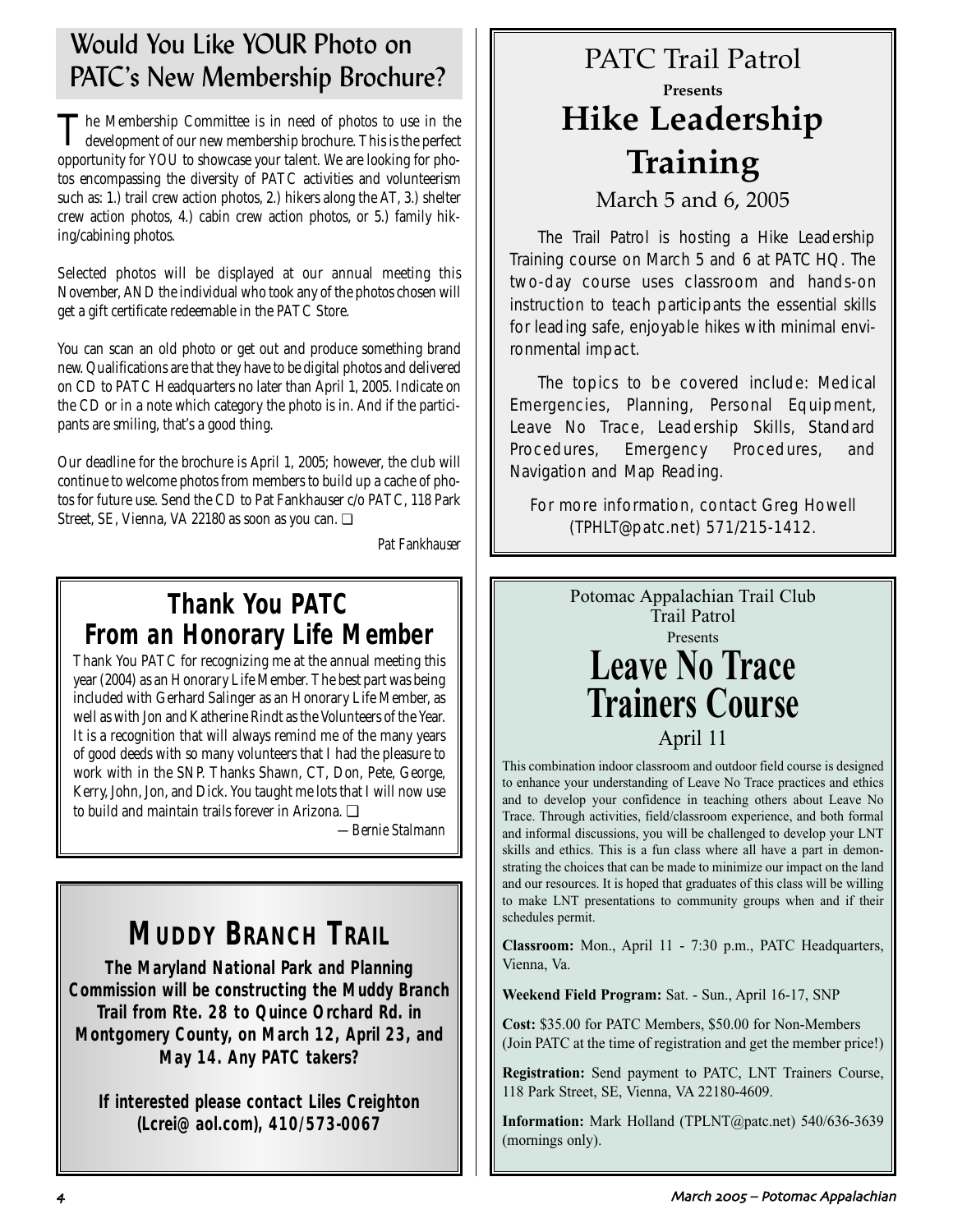## Would You Like YOUR Photo on PATC's New Membership Brochure?

The Membership Committee is in need of photos to use in the development of our new membership brochure. This is the perfect opportunity for YOU to showcase your talent. We are looking for photos encompassing the diversity of PATC activities and volunteerism such as: 1.) trail crew action photos, 2.) hikers along the AT, 3.) shelter crew action photos, 4.) cabin crew action photos, or 5.) family hiking/cabining photos.

Selected photos will be displayed at our annual meeting this November, AND the individual who took any of the photos chosen will get a gift certificate redeemable in the PATC Store.

You can scan an old photo or get out and produce something brand new. Qualifications are that they have to be digital photos and delivered on CD to PATC Headquarters no later than April 1, 2005. Indicate on the CD or in a note which category the photo is in. And if the participants are smiling, that's a good thing.

Our deadline for the brochure is April 1, 2005; however, the club will continue to welcome photos from members to build up a cache of photos for future use. Send the CD to Pat Fankhauser c/o PATC, 118 Park Street, SE, Vienna, VA 22180 as soon as you can. ❑

*Pat Fankhauser*

## Thank You PATC From an Honorary Life Member

Thank You PATC for recognizing me at the annual meeting this year (2004) as an Honorary Life Member. The best part was being included with Gerhard Salinger as an Honorary Life Member, as well as with Jon and Katherine Rindt as the Volunteers of the Year. It is a recognition that will always remind me of the many years of good deeds with so many volunteers that I had the pleasure to work with in the SNP. Thanks Shawn, CT, Don, Pete, George, Kerry, John, Jon, and Dick. You taught me lots that I will now use to build and maintain trails forever in Arizona. ❑

*—Bernie Stalmann*

## MUDDY BRANCH TRAIL

**The Maryland National Park and Planning Commission will be constructing the Muddy Branch Trail from Rte. 28 to Quince Orchard Rd. in Montgomery County, on March 12, April 23, and May 14. Any PATC takers?**

**If interested please contact Liles Creighton (Lcrei@aol.com), 410/573-0067**

## PATC Trail Patrol

**Presents**

# Hike Leadership Training

March 5 and 6, 2005

The Trail Patrol is hosting a Hike Leadership Training course on March 5 and 6 at PATC HQ. The two-day course uses classroom and hands-on instruction to teach participants the essential skills for leading safe, enjoyable hikes with minimal environmental impact.

The topics to be covered include: Medical Emergencies, Planning, Personal Equipment, Leave No Trace, Leadership Skills, Standard Procedures, Emergency Procedures, and Navigation and Map Reading.

For more information, contact Greg Howell (TPHLT@patc.net) 571/215-1412.

## Potomac Appalachian Trail Club Trail Patrol

Presents

# Leave No Trace Trainers Course

April 11

This combination indoor classroom and outdoor field course is designed to enhance your understanding of Leave No Trace practices and ethics and to develop your confidence in teaching others about Leave No Trace. Through activities, field/classroom experience, and both formal and informal discussions, you will be challenged to develop your LNT skills and ethics. This is a fun class where all have a part in demonstrating the choices that can be made to minimize our impact on the land and our resources. It is hoped that graduates of this class will be willing to make LNT presentations to community groups when and if their schedules permit.

**Classroom:** Mon., April 11 - 7:30 p.m., PATC Headquarters, Vienna, Va.

**Weekend Field Program:** Sat. - Sun., April 16-17, SNP

**Cost:** $35.00 for PATC Members, $50.00 for Non-Members (Join PATC at the time of registration and get the member price!)

**Registration:** Send payment to PATC, LNT Trainers Course, 118 Park Street, SE, Vienna, VA 22180-4609.

**Information:** Mark Holland (TPLNT@patc.net) 540/636-3639 (mornings only).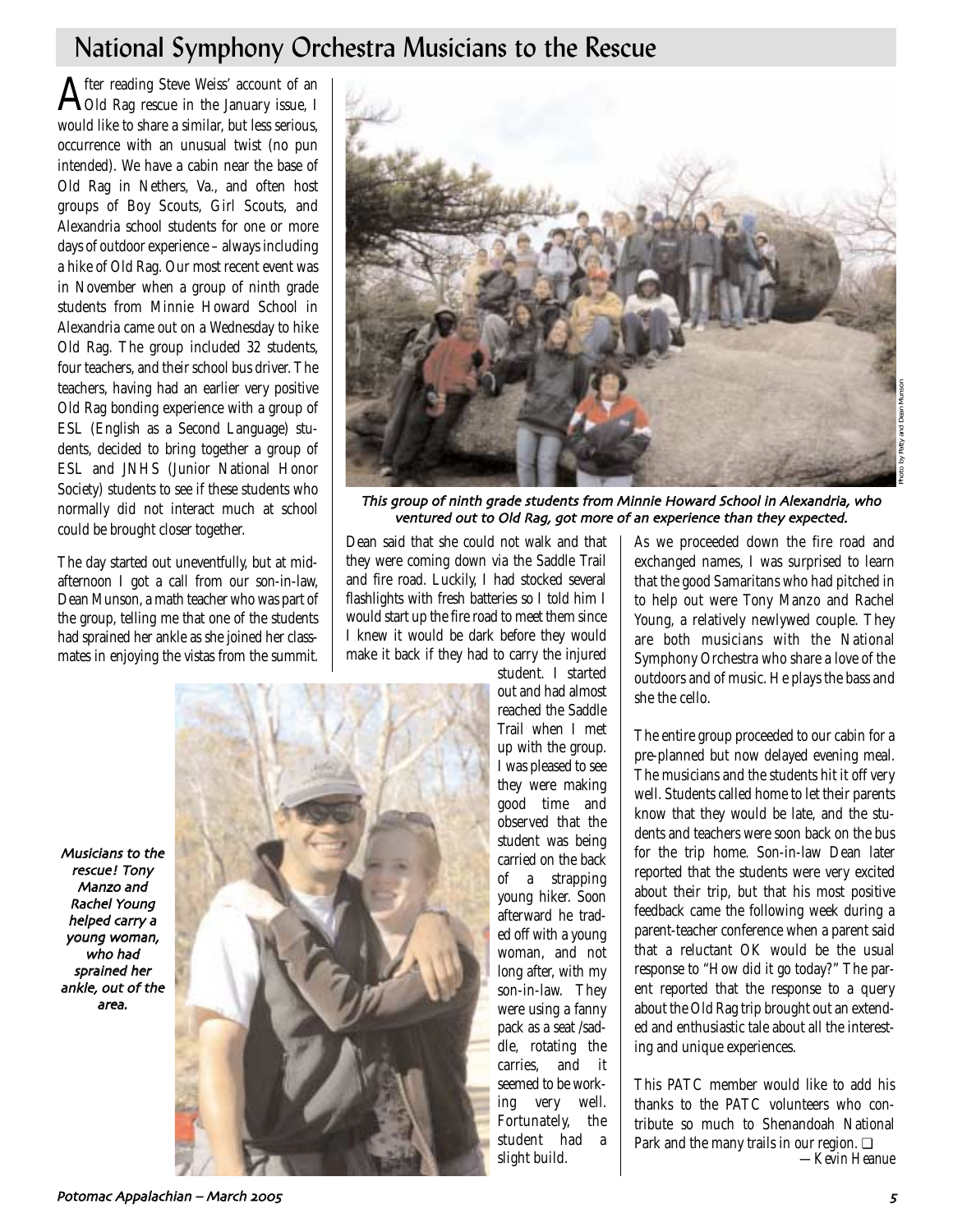# National Symphony Orchestra Musicians to the Rescue

After reading Steve Weiss' account of an Old Rag rescue in the January issue, I would like to share a similar, but less serious, occurrence with an unusual twist (no pun intended). We have a cabin near the base of Old Rag in Nethers, Va., and often host groups of Boy Scouts, Girl Scouts, and Alexandria school students for one or more days of outdoor experience – always including a hike of Old Rag. Our most recent event was in November when a group of ninth grade students from Minnie Howard School in Alexandria came out on a Wednesday to hike Old Rag. The group included 32 students, four teachers, and their school bus driver. The teachers, having had an earlier very positive Old Rag bonding experience with a group of ESL (English as a Second Language) students, decided to bring together a group of ESL and JNHS (Junior National Honor Society) students to see if these students who normally did not interact much at school could be brought closer together.

The day started out uneventfully, but at mid-afternoon I got a call from our son-in-law, Dean Munson, a math teacher who was part of the group, telling me that one of the students had sprained her ankle as she joined her classmates in enjoying the vistas from the summit.

*This group of ninth grade students from Minnie Howard School in Alexandria, who ventured out to Old Rag, got more of an experience than they expected.*

Photo by Patty and Dean Munson

Dean said that she could not walk and that they were coming down via the Saddle Trail and fire road. Luckily, I had stocked several flashlights with fresh batteries so I told him I would start up the fire road to meet them since I knew it would be dark before they would make it back if they had to carry the injured student. I started out and had almost reached the Saddle Trail when I met up with the group. I was pleased to see they were making good time and observed that the student was being carried on the back of a strapping young hiker. Soon afterward he traded off with a young woman, and not long after, with my son-in-law. They were using a fanny pack as a seat /saddle, rotating the carries, and it seemed to be working very well. Fortunately, the student had a slight build.

*Musicians to the rescue! Tony Manzo and Rachel Young helped carry a young woman, who had sprained her ankle, out of the area.*

As we proceeded down the fire road and exchanged names, I was surprised to learn that the good Samaritans who had pitched in to help out were Tony Manzo and Rachel Young, a relatively newlywed couple. They are both musicians with the National Symphony Orchestra who share a love of the outdoors and of music. He plays the bass and she the cello.

The entire group proceeded to our cabin for a pre-planned but now delayed evening meal. The musicians and the students hit it off very well. Students called home to let their parents know that they would be late, and the students and teachers were soon back on the bus for the trip home. Son-in-law Dean later reported that the students were very excited about their trip, but that his most positive feedback came the following week during a parent-teacher conference when a parent said that a reluctant OK would be the usual response to "How did it go today?" The parent reported that the response to a query about the Old Rag trip brought out an extended and enthusiastic tale about all the interesting and unique experiences.

This PATC member would like to add his thanks to the PATC volunteers who contribute so much to Shenandoah National Park and the many trails in our region. ❑

*—Kevin Heanue*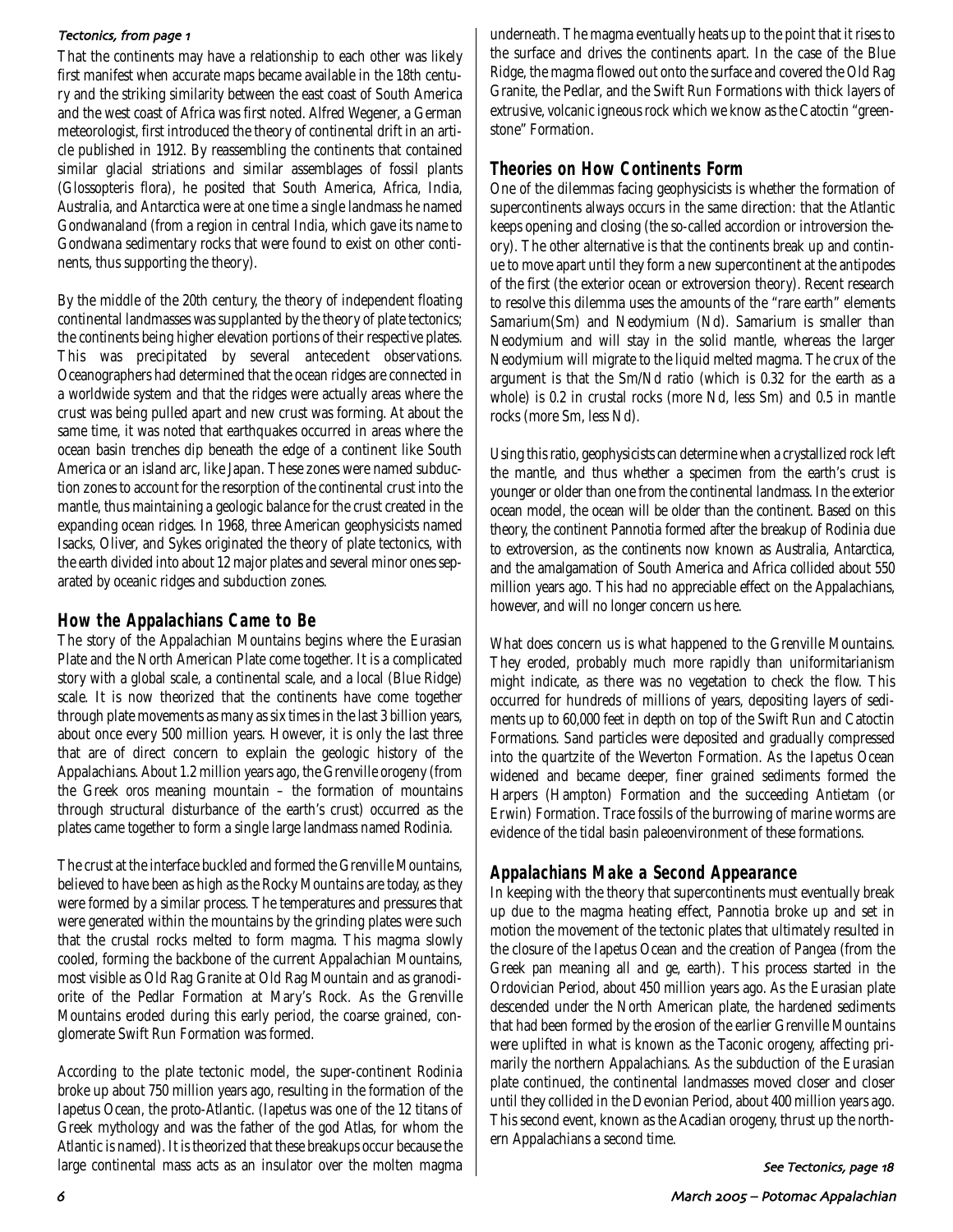*Tectonics, from page 1*

That the continents may have a relationship to each other was likely first manifest when accurate maps became available in the 18th century and the striking similarity between the east coast of South America and the west coast of Africa was first noted. Alfred Wegener, a German meteorologist, first introduced the theory of continental drift in an article published in 1912. By reassembling the continents that contained similar glacial striations and similar assemblages of fossil plants (Glossopteris flora), he posited that South America, Africa, India, Australia, and Antarctica were at one time a single landmass he named Gondwanaland (from a region in central India, which gave its name to Gondwana sedimentary rocks that were found to exist on other continents, thus supporting the theory).

By the middle of the 20th century, the theory of independent floating continental landmasses was supplanted by the theory of plate tectonics; the continents being higher elevation portions of their respective plates. This was precipitated by several antecedent observations. Oceanographers had determined that the ocean ridges are connected in a worldwide system and that the ridges were actually areas where the crust was being pulled apart and new crust was forming. At about the same time, it was noted that earthquakes occurred in areas where the ocean basin trenches dip beneath the edge of a continent like South America or an island arc, like Japan. These zones were named subduction zones to account for the resorption of the continental crust into the mantle, thus maintaining a geologic balance for the crust created in the expanding ocean ridges. In 1968, three American geophysicists named Isacks, Oliver, and Sykes originated the theory of plate tectonics, with the earth divided into about 12 major plates and several minor ones separated by oceanic ridges and subduction zones.

## How the Appalachians Came to Be

The story of the Appalachian Mountains begins where the Eurasian Plate and the North American Plate come together. It is a complicated story with a global scale, a continental scale, and a local (Blue Ridge) scale. It is now theorized that the continents have come together through plate movements as many as six times in the last 3 billion years, about once every 500 million years. However, it is only the last three that are of direct concern to explain the geologic history of the Appalachians. About 1.2 million years ago, the Grenville orogeny (from the Greek *oros* meaning mountain – the formation of mountains through structural disturbance of the earth's crust) occurred as the plates came together to form a single large landmass named Rodinia.

The crust at the interface buckled and formed the Grenville Mountains, believed to have been as high as the Rocky Mountains are today, as they were formed by a similar process. The temperatures and pressures that were generated within the mountains by the grinding plates were such that the crustal rocks melted to form magma. This magma slowly cooled, forming the backbone of the current Appalachian Mountains, most visible as Old Rag Granite at Old Rag Mountain and as granodiorite of the Pedlar Formation at Mary's Rock. As the Grenville Mountains eroded during this early period, the coarse grained, conglomerate Swift Run Formation was formed.

According to the plate tectonic model, the super-continent Rodinia broke up about 750 million years ago, resulting in the formation of the Iapetus Ocean, the proto-Atlantic. (Iapetus was one of the 12 titans of Greek mythology and was the father of the god Atlas, for whom the Atlantic is named). It is theorized that these breakups occur because the large continental mass acts as an insulator over the molten magma underneath. The magma eventually heats up to the point that it rises to the surface and drives the continents apart. In the case of the Blue Ridge, the magma flowed out onto the surface and covered the Old Rag Granite, the Pedlar, and the Swift Run Formations with thick layers of extrusive, volcanic igneous rock which we know as the Catoctin "greenstone" Formation.

## Theories on How Continents Form

One of the dilemmas facing geophysicists is whether the formation of supercontinents always occurs in the same direction: that the Atlantic keeps opening and closing (the so-called accordion or introversion theory). The other alternative is that the continents break up and continue to move apart until they form a new supercontinent at the antipodes of the first (the exterior ocean or extroversion theory). Recent research to resolve this dilemma uses the amounts of the "rare earth" elements Samarium(Sm) and Neodymium (Nd). Samarium is smaller than Neodymium and will stay in the solid mantle, whereas the larger Neodymium will migrate to the liquid melted magma. The crux of the argument is that the Sm/Nd ratio (which is 0.32 for the earth as a whole) is 0.2 in crustal rocks (more Nd, less Sm) and 0.5 in mantle rocks (more Sm, less Nd).

Using this ratio, geophysicists can determine when a crystallized rock left the mantle, and thus whether a specimen from the earth's crust is younger or older than one from the continental landmass. In the exterior ocean model, the ocean will be older than the continent. Based on this theory, the continent Pannotia formed after the breakup of Rodinia due to extroversion, as the continents now known as Australia, Antarctica, and the amalgamation of South America and Africa collided about 550 million years ago. This had no appreciable effect on the Appalachians, however, and will no longer concern us here.

What does concern us is what happened to the Grenville Mountains. They eroded, probably much more rapidly than uniformitarianism might indicate, as there was no vegetation to check the flow. This occurred for hundreds of millions of years, depositing layers of sediments up to 60,000 feet in depth on top of the Swift Run and Catoctin Formations. Sand particles were deposited and gradually compressed into the quartzite of the Weverton Formation. As the Iapetus Ocean widened and became deeper, finer grained sediments formed the Harpers (Hampton) Formation and the succeeding Antietam (or Erwin) Formation. Trace fossils of the burrowing of marine worms are evidence of the tidal basin paleoenvironment of these formations.

## Appalachians Make a Second Appearance

In keeping with the theory that supercontinents must eventually break up due to the magma heating effect, Pannotia broke up and set in motion the movement of the tectonic plates that ultimately resulted in the closure of the Iapetus Ocean and the creation of Pangea (from the Greek *pan* meaning all and *ge*, earth). This process started in the Ordovician Period, about 450 million years ago. As the Eurasian plate descended under the North American plate, the hardened sediments that had been formed by the erosion of the earlier Grenville Mountains were uplifted in what is known as the Taconic orogeny, affecting primarily the northern Appalachians. As the subduction of the Eurasian plate continued, the continental landmasses moved closer and closer until they collided in the Devonian Period, about 400 million years ago. This second event, known as the Acadian orogeny, thrust up the northern Appalachians a second time.

*See Tectonics, page 18*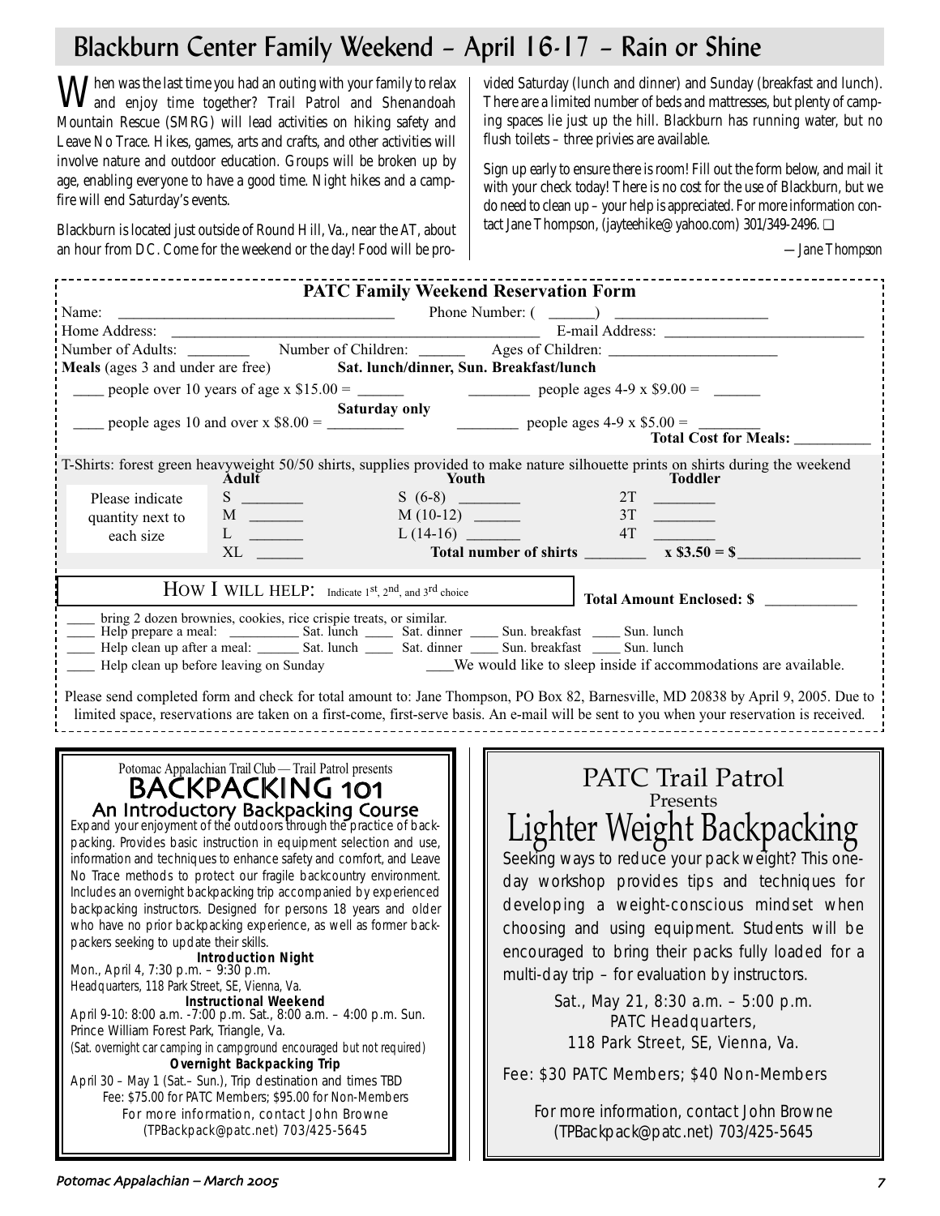# Blackburn Center Family Weekend – April 16-17 – Rain or Shine

When was the last time you had an outing with your family to relax and enjoy time together? Trail Patrol and Shenandoah Mountain Rescue (SMRG) will lead activities on hiking safety and Leave No Trace. Hikes, games, arts and crafts, and other activities will involve nature and outdoor education. Groups will be broken up by age, enabling everyone to have a good time. Night hikes and a campfire will end Saturday's events.

Blackburn is located just outside of Round Hill, Va., near the AT, about an hour from DC. Come for the weekend or the day! Food will be provided Saturday (lunch and dinner) and Sunday (breakfast and lunch). There are a limited number of beds and mattresses, but plenty of camping spaces lie just up the hill. Blackburn has running water, but no flush toilets – three privies are available.

Sign up early to ensure there is room! Fill out the form below, and mail it with your check today! There is no cost for the use of Blackburn, but we do need to clean up – your help is appreciated. For more information contact Jane Thompson, (jayteehike@yahoo.com) 301/349-2496. ❑

—*Jane Thompson*

## PATC Family Weekend Reservation Form

Name: ____________________ Phone Number: ( ______ ) ____________________

Home Address: ____________________ E-mail Address: ____________________

Number of Adults: ________ Number of Children: ______ Ages of Children: ____________________

**Meals** (ages 3 and under are free) **Sat. lunch/dinner, Sun. Breakfast/lunch**

____ people over 10 years of age x $15.00 = ______ ________ people ages 4-9 x $9.00 = ______

**Saturday only**

____ people ages 10 and over x $8.00 = __________ ________ people ages 4-9 x $5.00 = ________

**Total Cost for Meals:** __________

T-Shirts: forest green heavyweight 50/50 shirts, supplies provided to make nature silhouette prints on shirts during the weekend

| | Adult | Youth | Toddler |
|---|---|---|---|
| Please indicate quantity next to each size | S ______ | S (6-8) ______ | 2T ______ |
| | M ______ | M (10-12) ______ | 3T ______ |
| | L ______ | L (14-16) ______ | 4T ______ |
| | XL ______ | **Total number of shirts** ______ | **x $3.50 = $**______ |

HOW I WILL HELP: Indicate 1st, 2nd, and 3rd choice

**Total Amount Enclosed: $** ____________

____ bring 2 dozen brownies, cookies, rice crispie treats, or similar.
____ Help prepare a meal: __________ Sat. lunch ____ Sat. dinner ____ Sun. breakfast ____ Sun. lunch
____ Help clean up after a meal: ______ Sat. lunch ____ Sat. dinner ____ Sun. breakfast ____ Sun. lunch
____ Help clean up before leaving on Sunday ____We would like to sleep inside if accommodations are available.

Please send completed form and check for total amount to: Jane Thompson, PO Box 82, Barnesville, MD 20838 by April 9, 2005. Due to limited space, reservations are taken on a first-come, first-serve basis. An e-mail will be sent to you when your reservation is received.

---

Potomac Appalachian Trail Club — Trail Patrol presents

## BACKPACKING 101

### An Introductory Backpacking Course

Expand your enjoyment of the outdoors through the practice of backpacking. Provides basic instruction in equipment selection and use, information and techniques to enhance safety and comfort, and Leave No Trace methods to protect our fragile backcountry environment. Includes an overnight backpacking trip accompanied by experienced backpacking instructors. Designed for persons 18 years and older who have no prior backpacking experience, as well as former backpackers seeking to update their skills.

**Introduction Night**
Mon., April 4, 7:30 p.m. – 9:30 p.m.
Headquarters, 118 Park Street, SE, Vienna, Va.

**Instructional Weekend**
April 9-10: 8:00 a.m. -7:00 p.m. Sat., 8:00 a.m. – 4:00 p.m. Sun.
Prince William Forest Park, Triangle, Va.
(Sat. overnight car camping in campground encouraged but not required)

**Overnight Backpacking Trip**
April 30 – May 1 (Sat.– Sun.), Trip destination and times TBD
Fee: $75.00 for PATC Members; $95.00 for Non-Members

For more information, contact John Browne (TPBackpack@patc.net) 703/425-5645

---

PATC Trail Patrol Presents

## Lighter Weight Backpacking

Seeking ways to reduce your pack weight? This one-day workshop provides tips and techniques for developing a weight-conscious mindset when choosing and using equipment. Students will be encouraged to bring their packs fully loaded for a multi-day trip – for evaluation by instructors.

Sat., May 21, 8:30 a.m. – 5:00 p.m.
PATC Headquarters,
118 Park Street, SE, Vienna, Va.

Fee: $30 PATC Members; $40 Non-Members

For more information, contact John Browne (TPBackpack@patc.net) 703/425-5645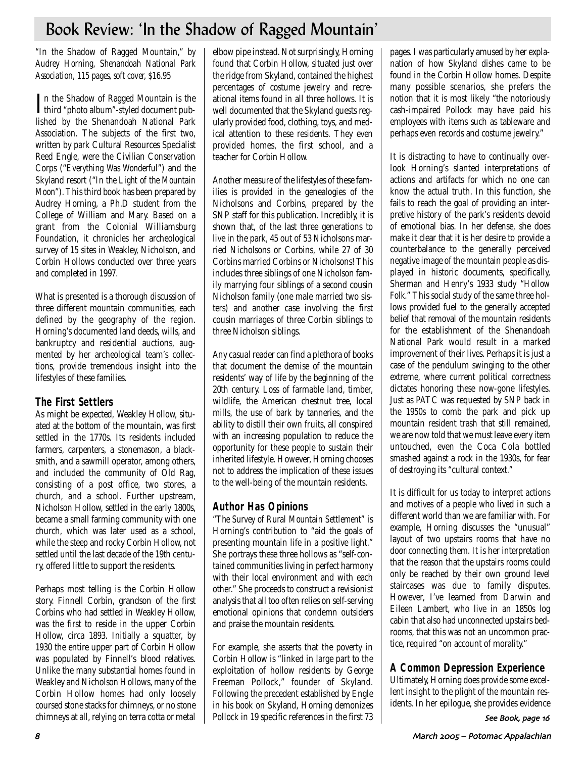# Book Review: 'In the Shadow of Ragged Mountain'

*"In the Shadow of Ragged Mountain," by Audrey Horning, Shenandoah National Park Association, 115 pages, soft cover, $16.95*

In the Shadow of Ragged Mountain is the third "photo album"-styled document published by the Shenandoah National Park Association. The subjects of the first two, written by park Cultural Resources Specialist Reed Engle, were the Civilian Conservation Corps (*"Everything Was Wonderful"*) and the Skyland resort (*"In the Light of the Mountain Moon"*). This third book has been prepared by Audrey Horning, a Ph.D student from the College of William and Mary. Based on a grant from the Colonial Williamsburg Foundation, it chronicles her archeological survey of 15 sites in Weakley, Nicholson, and Corbin Hollows conducted over three years and completed in 1997.

What is presented is a thorough discussion of three different mountain communities, each defined by the geography of the region. Horning's documented land deeds, wills, and bankruptcy and residential auctions, augmented by her archeological team's collections, provide tremendous insight into the lifestyles of these families.

## The First Settlers

As might be expected, Weakley Hollow, situated at the bottom of the mountain, was first settled in the 1770s. Its residents included farmers, carpenters, a stonemason, a blacksmith, and a sawmill operator, among others, and included the community of Old Rag, consisting of a post office, two stores, a church, and a school. Further upstream, Nicholson Hollow, settled in the early 1800s, became a small farming community with one church, which was later used as a school, while the steep and rocky Corbin Hollow, not settled until the last decade of the 19th century, offered little to support the residents.

Perhaps most telling is the Corbin Hollow story. Finnell Corbin, grandson of the first Corbins who had settled in Weakley Hollow, was the first to reside in the upper Corbin Hollow, circa 1893. Initially a squatter, by 1930 the entire upper part of Corbin Hollow was populated by Finnell's blood relatives. Unlike the many substantial homes found in Weakley and Nicholson Hollows, many of the Corbin Hollow homes had only loosely coursed stone stacks for chimneys, or no stone chimneys at all, relying on terra cotta or metal elbow pipe instead. Not surprisingly, Horning found that Corbin Hollow, situated just over the ridge from Skyland, contained the highest percentages of costume jewelry and recreational items found in all three hollows. It is well documented that the Skyland guests regularly provided food, clothing, toys, and medical attention to these residents. They even provided homes, the first school, and a teacher for Corbin Hollow.

Another measure of the lifestyles of these families is provided in the genealogies of the Nicholsons and Corbins, prepared by the SNP staff for this publication. Incredibly, it is shown that, of the last three generations to live in the park, 45 out of 53 Nicholsons married Nicholsons or Corbins, while 27 of 30 Corbins married Corbins or Nicholsons! This includes three siblings of one Nicholson family marrying four siblings of a second cousin Nicholson family (one male married two sisters) and another case involving the first cousin marriages of three Corbin siblings to three Nicholson siblings.

Any casual reader can find a plethora of books that document the demise of the mountain residents' way of life by the beginning of the 20th century. Loss of farmable land, timber, wildlife, the American chestnut tree, local mills, the use of bark by tanneries, and the ability to distill their own fruits, all conspired with an increasing population to reduce the opportunity for these people to sustain their inherited lifestyle. However, Horning chooses not to address the implication of these issues to the well-being of the mountain residents.

## Author Has Opinions

*"The Survey of Rural Mountain Settlement"* is Horning's contribution to "aid the goals of presenting mountain life in a positive light." She portrays these three hollows as "self-contained communities living in perfect harmony with their local environment and with each other." She proceeds to construct a revisionist analysis that all too often relies on self-serving emotional opinions that condemn outsiders and praise the mountain residents.

For example, she asserts that the poverty in Corbin Hollow is "linked in large part to the exploitation of hollow residents by George Freeman Pollock," founder of Skyland. Following the precedent established by Engle in his book on Skyland, Horning demonizes Pollock in 19 specific references in the first 73 pages. I was particularly amused by her explanation of how Skyland dishes came to be found in the Corbin Hollow homes. Despite many possible scenarios, she prefers the notion that it is most likely "the notoriously cash-impaired Pollock may have paid his employees with items such as tableware and perhaps even records and costume jewelry."

It is distracting to have to continually overlook Horning's slanted interpretations of actions and artifacts for which no one can know the actual truth. In this function, she fails to reach the goal of providing an interpretive history of the park's residents devoid of emotional bias. In her defense, she does make it clear that it is her desire to provide a counterbalance to the generally perceived negative image of the mountain people as displayed in historic documents, specifically, Sherman and Henry's 1933 study *"Hollow Folk."* This social study of the same three hollows provided fuel to the generally accepted belief that removal of the mountain residents for the establishment of the Shenandoah National Park would result in a marked improvement of their lives. Perhaps it is just a case of the pendulum swinging to the other extreme, where current political correctness dictates honoring these now-gone lifestyles. Just as PATC was requested by SNP back in the 1950s to comb the park and pick up mountain resident trash that still remained, we are now told that we must leave every item untouched, even the Coca Cola bottled smashed against a rock in the 1930s, for fear of destroying its "cultural context."

It is difficult for us today to interpret actions and motives of a people who lived in such a different world than we are familiar with. For example, Horning discusses the "unusual" layout of two upstairs rooms that have no door connecting them. It is her interpretation that the reason that the upstairs rooms could only be reached by their own ground level staircases was due to family disputes. However, I've learned from Darwin and Eileen Lambert, who live in an 1850s log cabin that also had unconnected upstairs bedrooms, that this was not an uncommon practice, required "on account of morality."

## A Common Depression Experience

Ultimately, Horning does provide some excellent insight to the plight of the mountain residents. In her epilogue, she provides evidence

*See Book, page 16*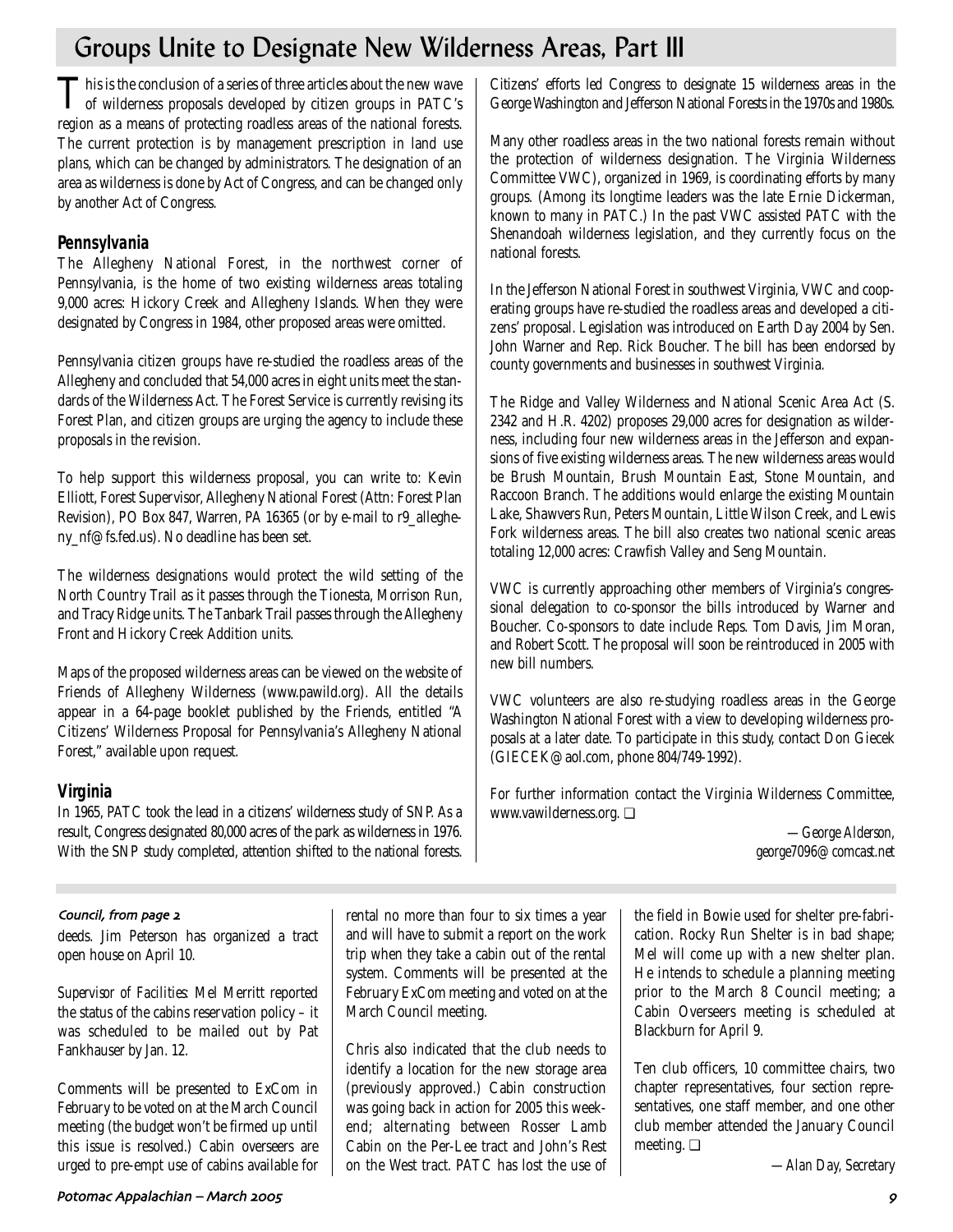# Groups Unite to Designate New Wilderness Areas, Part III

This is the conclusion of a series of three articles about the new wave of wilderness proposals developed by citizen groups in PATC's region as a means of protecting roadless areas of the national forests. The current protection is by management prescription in land use plans, which can be changed by administrators. The designation of an area as wilderness is done by Act of Congress, and can be changed only by another Act of Congress.

### Pennsylvania

The Allegheny National Forest, in the northwest corner of Pennsylvania, is the home of two existing wilderness areas totaling 9,000 acres: Hickory Creek and Allegheny Islands. When they were designated by Congress in 1984, other proposed areas were omitted.

Pennsylvania citizen groups have re-studied the roadless areas of the Allegheny and concluded that 54,000 acres in eight units meet the standards of the Wilderness Act. The Forest Service is currently revising its Forest Plan, and citizen groups are urging the agency to include these proposals in the revision.

To help support this wilderness proposal, you can write to: Kevin Elliott, Forest Supervisor, Allegheny National Forest (Attn: Forest Plan Revision), PO Box 847, Warren, PA 16365 (or by e-mail to r9_allegheny_nf@fs.fed.us). No deadline has been set.

The wilderness designations would protect the wild setting of the North Country Trail as it passes through the Tionesta, Morrison Run, and Tracy Ridge units. The Tanbark Trail passes through the Allegheny Front and Hickory Creek Addition units.

Maps of the proposed wilderness areas can be viewed on the website of Friends of Allegheny Wilderness (www.pawild.org). All the details appear in a 64-page booklet published by the Friends, entitled "A Citizens' Wilderness Proposal for Pennsylvania's Allegheny National Forest," available upon request.

### Virginia

In 1965, PATC took the lead in a citizens' wilderness study of SNP. As a result, Congress designated 80,000 acres of the park as wilderness in 1976. With the SNP study completed, attention shifted to the national forests. Citizens' efforts led Congress to designate 15 wilderness areas in the George Washington and Jefferson National Forests in the 1970s and 1980s.

Many other roadless areas in the two national forests remain without the protection of wilderness designation. The Virginia Wilderness Committee VWC), organized in 1969, is coordinating efforts by many groups. (Among its longtime leaders was the late Ernie Dickerman, known to many in PATC.) In the past VWC assisted PATC with the Shenandoah wilderness legislation, and they currently focus on the national forests.

In the Jefferson National Forest in southwest Virginia, VWC and cooperating groups have re-studied the roadless areas and developed a citizens' proposal. Legislation was introduced on Earth Day 2004 by Sen. John Warner and Rep. Rick Boucher. The bill has been endorsed by county governments and businesses in southwest Virginia.

The Ridge and Valley Wilderness and National Scenic Area Act (S. 2342 and H.R. 4202) proposes 29,000 acres for designation as wilderness, including four new wilderness areas in the Jefferson and expansions of five existing wilderness areas. The new wilderness areas would be Brush Mountain, Brush Mountain East, Stone Mountain, and Raccoon Branch. The additions would enlarge the existing Mountain Lake, Shawvers Run, Peters Mountain, Little Wilson Creek, and Lewis Fork wilderness areas. The bill also creates two national scenic areas totaling 12,000 acres: Crawfish Valley and Seng Mountain.

VWC is currently approaching other members of Virginia's congressional delegation to co-sponsor the bills introduced by Warner and Boucher. Co-sponsors to date include Reps. Tom Davis, Jim Moran, and Robert Scott. The proposal will soon be reintroduced in 2005 with new bill numbers.

VWC volunteers are also re-studying roadless areas in the George Washington National Forest with a view to developing wilderness proposals at a later date. To participate in this study, contact Don Giecek (GIECEK@aol.com, phone 804/749-1992).

For further information contact the Virginia Wilderness Committee, www.vawilderness.org. ❑

*—George Alderson, george7096@comcast.net*

---

*Council, from page 2*

deeds. Jim Peterson has organized a tract open house on April 10.

*Supervisor of Facilities:* Mel Merritt reported the status of the cabins reservation policy – it was scheduled to be mailed out by Pat Fankhauser by Jan. 12.

Comments will be presented to ExCom in February to be voted on at the March Council meeting (the budget won't be firmed up until this issue is resolved.) Cabin overseers are urged to pre-empt use of cabins available for rental no more than four to six times a year and will have to submit a report on the work trip when they take a cabin out of the rental system. Comments will be presented at the February ExCom meeting and voted on at the March Council meeting.

Chris also indicated that the club needs to identify a location for the new storage area (previously approved.) Cabin construction was going back in action for 2005 this weekend; alternating between Rosser Lamb Cabin on the Per-Lee tract and John's Rest on the West tract. PATC has lost the use of the field in Bowie used for shelter pre-fabrication. Rocky Run Shelter is in bad shape; Mel will come up with a new shelter plan. He intends to schedule a planning meeting prior to the March 8 Council meeting; a Cabin Overseers meeting is scheduled at Blackburn for April 9.

Ten club officers, 10 committee chairs, two chapter representatives, four section representatives, one staff member, and one other club member attended the January Council meeting. ❑

*—Alan Day, Secretary*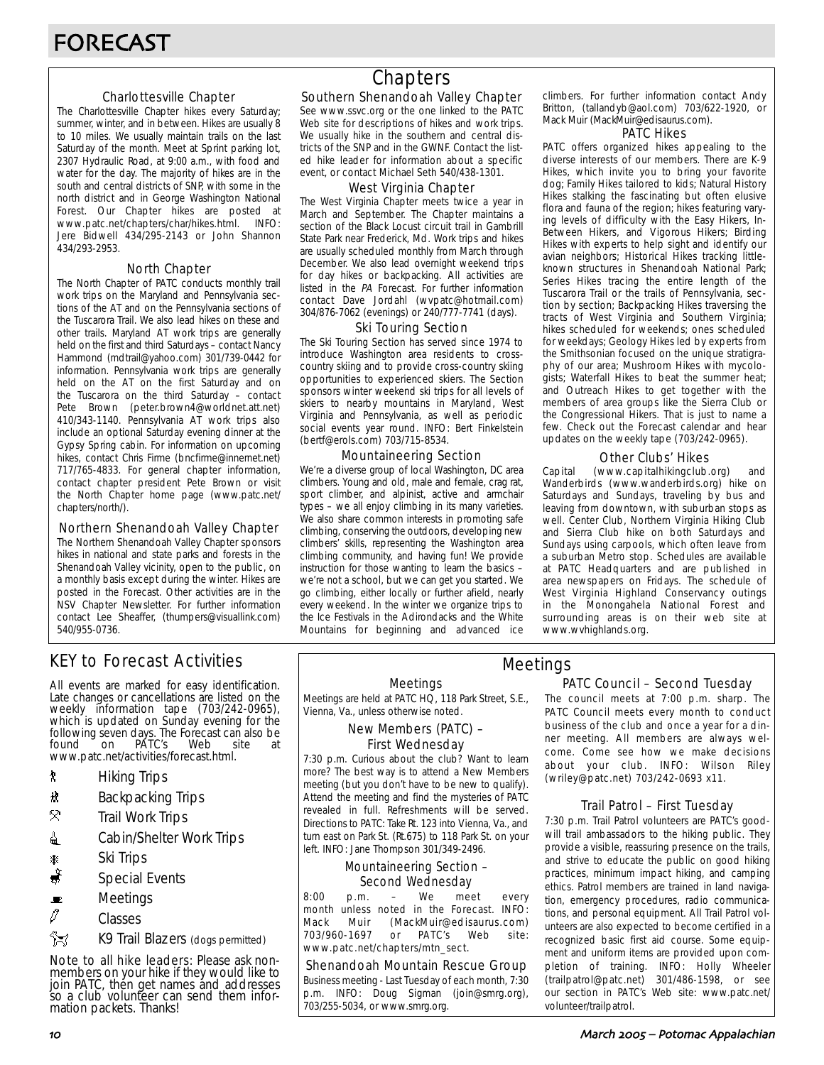# FORECAST

## Chapters

### Charlottesville Chapter

The Charlottesville Chapter hikes every Saturday; summer, winter, and in between. Hikes are usually 8 to 10 miles. We usually maintain trails on the last Saturday of the month. Meet at Sprint parking lot, 2307 Hydraulic Road, at 9:00 a.m., with food and water for the day. The majority of hikes are in the south and central districts of SNP, with some in the north district and in George Washington National Forest. Our Chapter hikes are posted at www.patc.net/chapters/char/hikes.html. INFO: Jere Bidwell 434/295-2143 or John Shannon 434/293-2953.

### North Chapter

The North Chapter of PATC conducts monthly trail work trips on the Maryland and Pennsylvania sections of the AT and on the Pennsylvania sections of the Tuscarora Trail. We also lead hikes on these and other trails. Maryland AT work trips are generally held on the first and third Saturdays – contact Nancy Hammond (mdtrail@yahoo.com) 301/739-0442 for information. Pennsylvania work trips are generally held on the AT on the first Saturday and on the Tuscarora on the third Saturday – contact Pete Brown (peter.brown4@worldnet.att.net) 410/343-1140. Pennsylvania AT work trips also include an optional Saturday evening dinner at the Gypsy Spring cabin. For information on upcoming hikes, contact Chris Firme (bncfirme@innernet.net) 717/765-4833. For general chapter information, contact chapter president Pete Brown or visit the North Chapter home page (www.patc.net/chapters/north/).

### Northern Shenandoah Valley Chapter

The Northern Shenandoah Valley Chapter sponsors hikes in national and state parks and forests in the Shenandoah Valley vicinity, open to the public, on a monthly basis except during the winter. Hikes are posted in the Forecast. Other activities are in the NSV Chapter Newsletter. For further information contact Lee Sheaffer, (thumpers@visuallink.com) 540/955-0736.

### Southern Shenandoah Valley Chapter

See www.ssvc.org or the one linked to the PATC Web site for descriptions of hikes and work trips. We usually hike in the southern and central districts of the SNP and in the GWNF. Contact the listed hike leader for information about a specific event, or contact Michael Seth 540/438-1301.

### West Virginia Chapter

The West Virginia Chapter meets twice a year in March and September. The Chapter maintains a section of the Black Locust circuit trail in Gambrill State Park near Frederick, Md. Work trips and hikes are usually scheduled monthly from March through December. We also lead overnight weekend trips for day hikes or backpacking. All activities are listed in the *PA* Forecast. For further information contact Dave Jordahl (wvpatc@hotmail.com) 304/876-7062 (evenings) or 240/777-7741 (days).

### Ski Touring Section

The Ski Touring Section has served since 1974 to introduce Washington area residents to cross-country skiing and to provide cross-country skiing opportunities to experienced skiers. The Section sponsors winter weekend ski trips for all levels of skiers to nearby mountains in Maryland, West Virginia and Pennsylvania, as well as periodic social events year round. INFO: Bert Finkelstein (bertf@erols.com) 703/715-8534.

### Mountaineering Section

We're a diverse group of local Washington, DC area climbers. Young and old, male and female, crag rat, sport climber, and alpinist, active and armchair types – we all enjoy climbing in its many varieties. We also share common interests in promoting safe climbing, conserving the outdoors, developing new climbers' skills, representing the Washington area climbing community, and having fun! We provide instruction for those wanting to learn the basics – we're not a school, but we can get you started. We go climbing, either locally or further afield, nearly every weekend. In the winter we organize trips to the Ice Festivals in the Adirondacks and the White Mountains for beginning and advanced ice climbers. For further information contact Andy Britton, (tallandyb@aol.com) 703/622-1920, or Mack Muir (MackMuir@edisaurus.com).

### PATC Hikes

PATC offers organized hikes appealing to the diverse interests of our members. There are K-9 Hikes, which invite you to bring your favorite dog; Family Hikes tailored to kids; Natural History Hikes stalking the fascinating but often elusive flora and fauna of the region; hikes featuring varying levels of difficulty with the Easy Hikers, In-Between Hikers, and Vigorous Hikers; Birding Hikes with experts to help sight and identify our avian neighbors; Historical Hikes tracking little-known structures in Shenandoah National Park; Series Hikes tracing the entire length of the Tuscarora Trail or the trails of Pennsylvania, section by section; Backpacking Hikes traversing the tracts of West Virginia and Southern Virginia; hikes scheduled for weekends; ones scheduled for weekdays; Geology Hikes led by experts from the Smithsonian focused on the unique stratigraphy of our area; Mushroom Hikes with mycologists; Waterfall Hikes to beat the summer heat; and Outreach Hikes to get together with the members of area groups like the Sierra Club or the Congressional Hikers. That is just to name a few. Check out the Forecast calendar and hear updates on the weekly tape (703/242-0965).

### Other Clubs' Hikes

Capital (www.capitalhikingclub.org) and Wanderbirds (www.wanderbirds.org) hike on Saturdays and Sundays, traveling by bus and leaving from downtown, with suburban stops as well. Center Club, Northern Virginia Hiking Club and Sierra Club hike on both Saturdays and Sundays using carpools, which often leave from a suburban Metro stop. Schedules are available at PATC Headquarters and are published in area newspapers on Fridays. The schedule of West Virginia Highland Conservancy outings in the Monongahela National Forest and surrounding areas is on their web site at www.wvhighlands.org.

## KEY to Forecast Activities

All events are marked for easy identification. Late changes or cancellations are listed on the weekly information tape (703/242-0965), which is updated on Sunday evening for the following seven days. The Forecast can also be found on PATC's Web site at www.patc.net/activities/forecast.html.

- Hiking Trips
- Backpacking Trips
- Trail Work Trips
- Cabin/Shelter Work Trips
- Ski Trips
- Special Events
- Meetings
- Classes
- K9 Trail Blazers (dogs permitted)

Note to all hike leaders: Please ask nonmembers on your hike if they would like to join PATC, then get names and addresses so a club volunteer can send them information packets. Thanks!

## Meetings

### Meetings

Meetings are held at PATC HQ, 118 Park Street, S.E., Vienna, Va., unless otherwise noted.

### New Members (PATC) – First Wednesday

7:30 p.m. Curious about the club? Want to learn more? The best way is to attend a New Members meeting (but you don't have to be new to qualify). Attend the meeting and find the mysteries of PATC revealed in full. Refreshments will be served. Directions to PATC: Take Rt. 123 into Vienna, Va., and turn east on Park St. (Rt.675) to 118 Park St. on your left. INFO: Jane Thompson 301/349-2496.

### Mountaineering Section – Second Wednesday

8:00 p.m. – We meet every month unless noted in the Forecast. INFO: Mack Muir (MackMuir@edisaurus.com) 703/960-1697 or PATC's Web site: www.patc.net/chapters/mtn_sect.

### Shenandoah Mountain Rescue Group

Business meeting - Last Tuesday of each month, 7:30 p.m. INFO: Doug Sigman (join@smrg.org), 703/255-5034, or www.smrg.org.

### PATC Council – Second Tuesday

The council meets at 7:00 p.m. sharp. The PATC Council meets every month to conduct business of the club and once a year for a dinner meeting. All members are always welcome. Come see how we make decisions about your club. INFO: Wilson Riley (wriley@patc.net) 703/242-0693 x11.

### Trail Patrol – First Tuesday

7:30 p.m. Trail Patrol volunteers are PATC's goodwill trail ambassadors to the hiking public. They provide a visible, reassuring presence on the trails, and strive to educate the public on good hiking practices, minimum impact hiking, and camping ethics. Patrol members are trained in land navigation, emergency procedures, radio communications, and personal equipment. All Trail Patrol volunteers are also expected to become certified in a recognized basic first aid course. Some equipment and uniform items are provided upon completion of training. INFO: Holly Wheeler (trailpatrol@patc.net) 301/486-1598, or see our section in PATC's Web site: www.patc.net/volunteer/trailpatrol.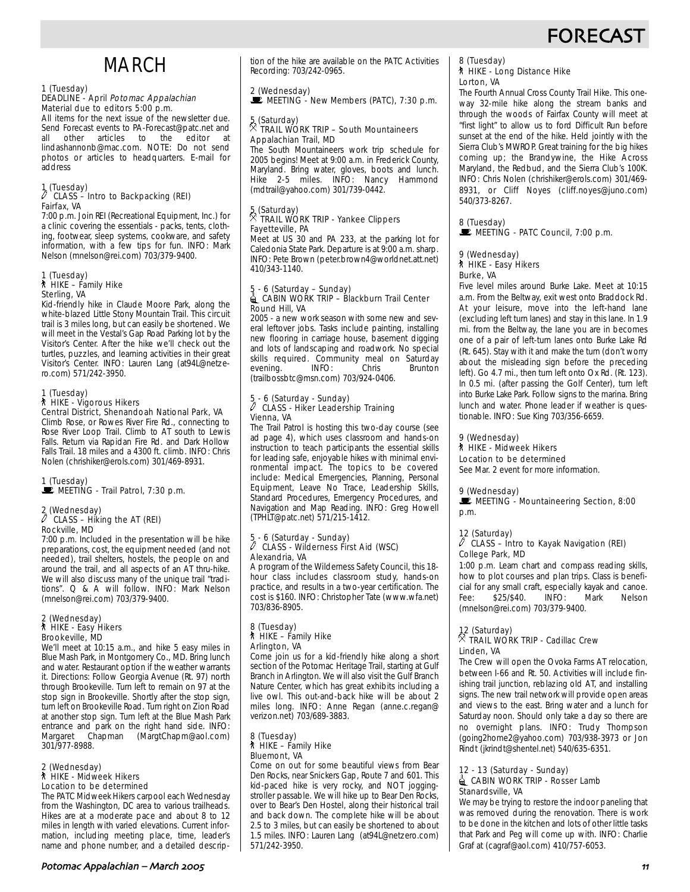# FORECAST

## MARCH

1 (Tuesday)
DEADLINE - April *Potomac Appalachian*
Material due to editors 5:00 p.m.
All items for the next issue of the newsletter due. Send Forecast events to PA-Forecast@patc.net and all other articles to the editor at lindashannonb@mac.com. NOTE: Do not send photos or articles to headquarters. E-mail for address

1 (Tuesday)
CLASS – Intro to Backpacking (REI)
Fairfax, VA
7:00 p.m. Join REI (Recreational Equipment, Inc.) for a clinic covering the essentials - packs, tents, clothing, footwear, sleep systems, cookware, and safety information, with a few tips for fun. INFO: Mark Nelson (mnelson@rei.com) 703/379-9400.

1 (Tuesday)
HIKE – Family Hike
Sterling, VA
Kid-friendly hike in Claude Moore Park, along the white-blazed Little Stony Mountain Trail. This circuit trail is 3 miles long, but can easily be shortened. We will meet in the Vestal's Gap Road Parking lot by the Visitor's Center. After the hike we'll check out the turtles, puzzles, and learning activities in their great Visitor's Center. INFO: Lauren Lang (at94L@netzero.com) 571/242-3950.

1 (Tuesday)
HIKE - Vigorous Hikers
Central District, Shenandoah National Park, VA
Climb Rose, or Rowes River Fire Rd., connecting to Rose River Loop Trail. Climb to AT south to Lewis Falls. Return via Rapidan Fire Rd. and Dark Hollow Falls Trail. 18 miles and a 4300 ft. climb. INFO: Chris Nolen (chrishiker@erols.com) 301/469-8931.

1 (Tuesday)
MEETING - Trail Patrol, 7:30 p.m.

2 (Wednesday)
CLASS – Hiking the AT (REI)
Rockville, MD
7:00 p.m. Included in the presentation will be hike preparations, cost, the equipment needed (and not needed), trail shelters, hostels, the people on and around the trail, and all aspects of an AT thru-hike. We will also discuss many of the unique trail "traditions". Q & A will follow. INFO: Mark Nelson (mnelson@rei.com) 703/379-9400.

2 (Wednesday)
HIKE - Easy Hikers
Brookeville, MD
We'll meet at 10:15 a.m., and hike 5 easy miles in Blue Mash Park, in Montgomery Co., MD. Bring lunch and water. Restaurant option if the weather warrants it. Directions: Follow Georgia Avenue (Rt. 97) north through Brookeville. Turn left to remain on 97 at the stop sign in Brookeville. Shortly after the stop sign, turn left on Brookeville Road. Turn right on Zion Road at another stop sign. Turn left at the Blue Mash Park entrance and park on the right hand side. INFO: Margaret Chapman (MargtChapm@aol.com) 301/977-8988.

2 (Wednesday)
HIKE - Midweek Hikers
Location to be determined
The PATC Midweek Hikers carpool each Wednesday from the Washington, DC area to various trailheads. Hikes are at a moderate pace and about 8 to 12 miles in length with varied elevations. Current information, including meeting place, time, leader's name and phone number, and a detailed description of the hike are available on the PATC Activities Recording: 703/242-0965.

2 (Wednesday)
MEETING - New Members (PATC), 7:30 p.m.

5 (Saturday)
TRAIL WORK TRIP – South Mountaineers
Appalachian Trail, MD
The South Mountaineers work trip schedule for 2005 begins! Meet at 9:00 a.m. in Frederick County, Maryland. Bring water, gloves, boots and lunch. Hike 2-5 miles. INFO: Nancy Hammond (mdtrail@yahoo.com) 301/739-0442.

5 (Saturday)
TRAIL WORK TRIP - Yankee Clippers
Fayetteville, PA
Meet at US 30 and PA 233, at the parking lot for Caledonia State Park. Departure is at 9:00 a.m. sharp. INFO: Pete Brown (peter.brown4@worldnet.att.net) 410/343-1140.

5 - 6 (Saturday – Sunday)
CABIN WORK TRIP – Blackburn Trail Center
Round Hill, VA
2005 - a new work season with some new and several leftover jobs. Tasks include painting, installing new flooring in carriage house, basement digging and lots of landscaping and roadwork. No special skills required. Community meal on Saturday evening. INFO: Chris Brunton (trailbossbtc@msn.com) 703/924-0406.

5 - 6 (Saturday - Sunday)
CLASS - Hiker Leadership Training
Vienna, VA
The Trail Patrol is hosting this two-day course (see ad page 4), which uses classroom and hands-on instruction to teach participants the essential skills for leading safe, enjoyable hikes with minimal environmental impact. The topics to be covered include: Medical Emergencies, Planning, Personal Equipment, Leave No Trace, Leadership Skills, Standard Procedures, Emergency Procedures, and Navigation and Map Reading. INFO: Greg Howell (TPHLT@patc.net) 571/215-1412.

5 - 6 (Saturday - Sunday)
CLASS - Wilderness First Aid (WSC)
Alexandria, VA
A program of the Wilderness Safety Council, this 18-hour class includes classroom study, hands-on practice, and results in a two-year certification. The cost is $160. INFO: Christopher Tate (www.wfa.net) 703/836-8905.

8 (Tuesday)
HIKE – Family Hike
Arlington, VA
Come join us for a kid-friendly hike along a short section of the Potomac Heritage Trail, starting at Gulf Branch in Arlington. We will also visit the Gulf Branch Nature Center, which has great exhibits including a live owl. This out-and-back hike will be about 2 miles long. INFO: Anne Regan (anne.c.regan@verizon.net) 703/689-3883.

8 (Tuesday)
HIKE – Family Hike
Bluemont, VA
Come on out for some beautiful views from Bear Den Rocks, near Snickers Gap, Route 7 and 601. This kid-paced hike is very rocky, and NOT jogging-stroller passable. We will hike up to Bear Den Rocks, over to Bear's Den Hostel, along their historical trail and back down. The complete hike will be about 2.5 to 3 miles, but can easily be shortened to about 1.5 miles. INFO: Lauren Lang (at94L@netzero.com) 571/242-3950.

8 (Tuesday)
HIKE - Long Distance Hike
Lorton, VA
The Fourth Annual Cross County Trail Hike. This one-way 32-mile hike along the stream banks and through the woods of Fairfax County will meet at "first light" to allow us to ford Difficult Run before sunset at the end of the hike. Held jointly with the Sierra Club's MWROP. Great training for the big hikes coming up; the Brandywine, the Hike Across Maryland, the Redbud, and the Sierra Club's 100K. INFO: Chris Nolen (chrishiker@erols.com) 301/469-8931, or Cliff Noyes (cliff.noyes@juno.com) 540/373-8267.

8 (Tuesday)
MEETING - PATC Council, 7:00 p.m.

9 (Wednesday)
HIKE - Easy Hikers
Burke, VA
Five level miles around Burke Lake. Meet at 10:15 a.m. From the Beltway, exit west onto Braddock Rd. At your leisure, move into the left-hand lane (excluding left turn lanes) and stay in this lane. In 1.9 mi. from the Beltway, the lane you are in becomes one of a pair of left-turn lanes onto Burke Lake Rd (Rt. 645). Stay with it and make the turn (don't worry about the misleading sign before the preceding left). Go 4.7 mi., then turn left onto Ox Rd. (Rt. 123). In 0.5 mi. (after passing the Golf Center), turn left into Burke Lake Park. Follow signs to the marina. Bring lunch and water. Phone leader if weather is questionable. INFO: Sue King 703/356-6659.

9 (Wednesday)
HIKE - Midweek Hikers
Location to be determined
See Mar. 2 event for more information.

9 (Wednesday)
MEETING - Mountaineering Section, 8:00 p.m.

12 (Saturday)
CLASS – Intro to Kayak Navigation (REI)
College Park, MD
1:00 p.m. Learn chart and compass reading skills, how to plot courses and plan trips. Class is beneficial for any small craft, especially kayak and canoe. Fee: $25/$40. INFO: Mark Nelson (mnelson@rei.com) 703/379-9400.

12 (Saturday)
TRAIL WORK TRIP - Cadillac Crew
Linden, VA
The Crew will open the Ovoka Farms AT relocation, between I-66 and Rt. 50. Activities will include finishing trail junction, reblazing old AT, and installing signs. The new trail network will provide open areas and views to the east. Bring water and a lunch for Saturday noon. Should only take a day so there are no overnight plans. INFO: Trudy Thompson (going2home2@yahoo.com) 703/938-3973 or Jon Rindt (jkrindt@shentel.net) 540/635-6351.

12 - 13 (Saturday - Sunday)
CABIN WORK TRIP - Rosser Lamb
Stanardsville, VA
We may be trying to restore the indoor paneling that was removed during the renovation. There is work to be done in the kitchen and lots of other little tasks that Park and Peg will come up with. INFO: Charlie Graf at (cagraf@aol.com) 410/757-6053.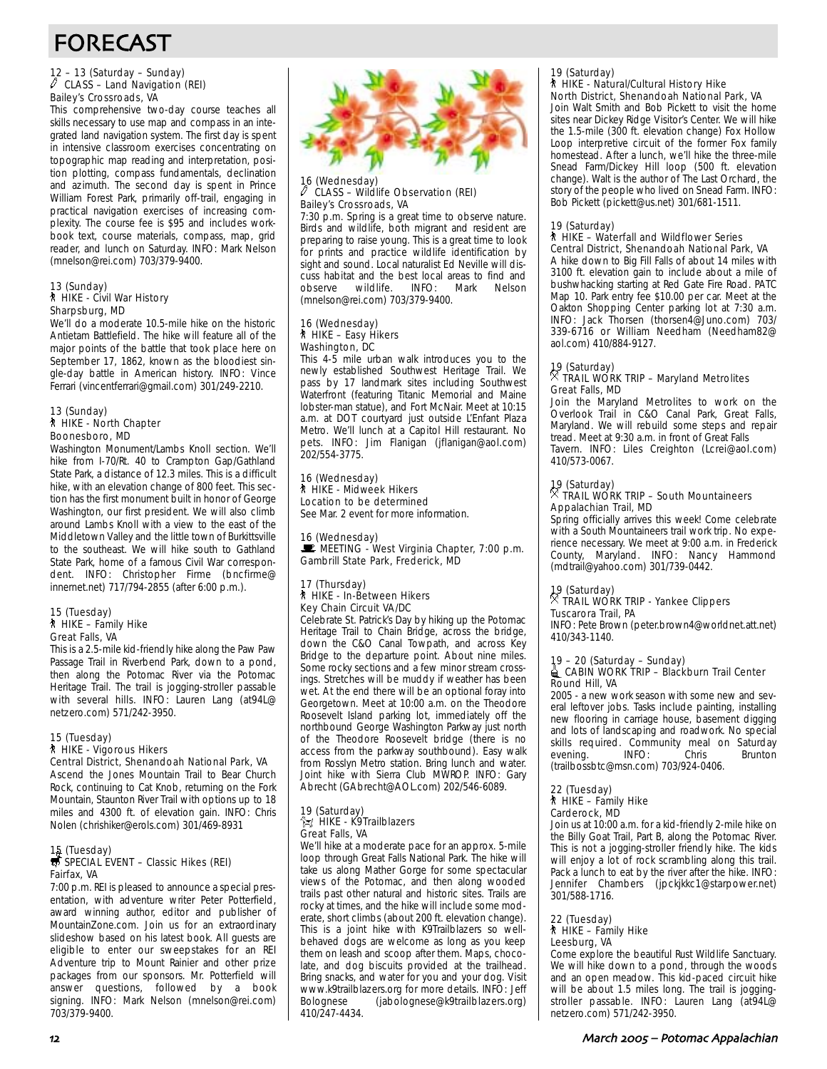# FORECAST

**12 – 13 (Saturday – Sunday)**
**CLASS – Land Navigation (REI)**
Bailey's Crossroads, VA

This comprehensive two-day course teaches all skills necessary to use map and compass in an integrated land navigation system. The first day is spent in intensive classroom exercises concentrating on topographic map reading and interpretation, position plotting, compass fundamentals, declination and azimuth. The second day is spent in Prince William Forest Park, primarily off-trail, engaging in practical navigation exercises of increasing complexity. The course fee is $95 and includes workbook text, course materials, compass, map, grid reader, and lunch on Saturday. INFO: Mark Nelson (mnelson@rei.com) 703/379-9400.

**13 (Sunday)**
**HIKE - Civil War History**
Sharpsburg, MD

We'll do a moderate 10.5-mile hike on the historic Antietam Battlefield. The hike will feature all of the major points of the battle that took place here on September 17, 1862, known as the bloodiest single-day battle in American history. INFO: Vince Ferrari (vincentferrari@gmail.com) 301/249-2210.

**13 (Sunday)**
**HIKE - North Chapter**
Boonesboro, MD

Washington Monument/Lambs Knoll section. We'll hike from I-70/Rt. 40 to Crampton Gap/Gathland State Park, a distance of 12.3 miles. This is a difficult hike, with an elevation change of 800 feet. This section has the first monument built in honor of George Washington, our first president. We will also climb around Lambs Knoll with a view to the east of the Middletown Valley and the little town of Burkittsville to the southeast. We will hike south to Gathland State Park, home of a famous Civil War correspondent. INFO: Christopher Firme (bncfirme@innernet.net) 717/794-2855 (after 6:00 p.m.).

**15 (Tuesday)**
**HIKE – Family Hike**
Great Falls, VA

This is a 2.5-mile kid-friendly hike along the Paw Paw Passage Trail in Riverbend Park, down to a pond, then along the Potomac River via the Potomac Heritage Trail. The trail is jogging-stroller passable with several hills. INFO: Lauren Lang (at94L@netzero.com) 571/242-3950.

**15 (Tuesday)**
**HIKE - Vigorous Hikers**
Central District, Shenandoah National Park, VA

Ascend the Jones Mountain Trail to Bear Church Rock, continuing to Cat Knob, returning on the Fork Mountain, Staunton River Trail with options up to 18 miles and 4300 ft. of elevation gain. INFO: Chris Nolen (chrishiker@erols.com) 301/469-8931

**15 (Tuesday)**
**SPECIAL EVENT – Classic Hikes (REI)**
Fairfax, VA

7:00 p.m. REI is pleased to announce a special presentation, with adventure writer Peter Potterfield, award winning author, editor and publisher of MountainZone.com. Join us for an extraordinary slideshow based on his latest book. All guests are eligible to enter our sweepstakes for an REI Adventure trip to Mount Rainier and other prize packages from our sponsors. Mr. Potterfield will answer questions, followed by a book signing. INFO: Mark Nelson (mnelson@rei.com) 703/379-9400.

**16 (Wednesday)**
**CLASS – Wildlife Observation (REI)**
Bailey's Crossroads, VA

7:30 p.m. Spring is a great time to observe nature. Birds and wildlife, both migrant and resident are preparing to raise young. This is a great time to look for prints and practice wildlife identification by sight and sound. Local naturalist Ed Neville will discuss habitat and the best local areas to find and observe wildlife. INFO: Mark Nelson (mnelson@rei.com) 703/379-9400.

**16 (Wednesday)**
**HIKE – Easy Hikers**
Washington, DC

This 4-5 mile urban walk introduces you to the newly established Southwest Heritage Trail. We pass by 17 landmark sites including Southwest Waterfront (featuring Titanic Memorial and Maine lobster-man statue), and Fort McNair. Meet at 10:15 a.m. at DOT courtyard just outside L'Enfant Plaza Metro. We'll lunch at a Capitol Hill restaurant. No pets. INFO: Jim Flanigan (jflanigan@aol.com) 202/554-3775.

**16 (Wednesday)**
**HIKE - Midweek Hikers**
Location to be determined

See Mar. 2 event for more information.

**16 (Wednesday)**
**MEETING - West Virginia Chapter, 7:00 p.m.**
Gambrill State Park, Frederick, MD

**17 (Thursday)**
**HIKE - In-Between Hikers**
Key Chain Circuit VA/DC

Celebrate St. Patrick's Day by hiking up the Potomac Heritage Trail to Chain Bridge, across the bridge, down the C&O Canal Towpath, and across Key Bridge to the departure point. About nine miles. Some rocky sections and a few minor stream crossings. Stretches will be muddy if weather has been wet. At the end there will be an optional foray into Georgetown. Meet at 10:00 a.m. on the Theodore Roosevelt Island parking lot, immediately off the northbound George Washington Parkway just north of the Theodore Roosevelt bridge (there is no access from the parkway southbound). Easy walk from Rosslyn Metro station. Bring lunch and water. Joint hike with Sierra Club MWROP. INFO: Gary Abrecht (GAbrecht@AOL.com) 202/546-6089.

**19 (Saturday)**
**HIKE - K9Trailblazers**
Great Falls, VA

We'll hike at a moderate pace for an approx. 5-mile loop through Great Falls National Park. The hike will take us along Mather Gorge for some spectacular views of the Potomac, and then along wooded trails past other natural and historic sites. Trails are rocky at times, and the hike will include some moderate, short climbs (about 200 ft. elevation change). This is a joint hike with K9Trailblazers so well-behaved dogs are welcome as long as you keep them on leash and scoop after them. Maps, chocolate, and dog biscuits provided at the trailhead. Bring snacks, and water for you and your dog. Visit www.k9trailblazers.org for more details. INFO: Jeff Bolognese (jabolognese@k9trailblazers.org) 410/247-4434.

**19 (Saturday)**
**HIKE - Natural/Cultural History Hike**
North District, Shenandoah National Park, VA

Join Walt Smith and Bob Pickett to visit the home sites near Dickey Ridge Visitor's Center. We will hike the 1.5-mile (300 ft. elevation change) Fox Hollow Loop interpretive circuit of the former Fox family homestead. After a lunch, we'll hike the three-mile Snead Farm/Dickey Hill loop (500 ft. elevation change). Walt is the author of The Last Orchard, the story of the people who lived on Snead Farm. INFO: Bob Pickett (pickett@us.net) 301/681-1511.

**19 (Saturday)**
**HIKE – Waterfall and Wildflower Series**
Central District, Shenandoah National Park, VA

A hike down to Big Fill Falls of about 14 miles with 3100 ft. elevation gain to include about a mile of bushwhacking starting at Red Gate Fire Road. PATC Map 10. Park entry fee $10.00 per car. Meet at the Oakton Shopping Center parking lot at 7:30 a.m. INFO: Jack Thorsen (thorsen4@Juno.com) 703/339-6716 or William Needham (Needham82@aol.com) 410/884-9127.

**19 (Saturday)**
**TRAIL WORK TRIP – Maryland Metrolites**
Great Falls, MD

Join the Maryland Metrolites to work on the Overlook Trail in C&O Canal Park, Great Falls, Maryland. We will rebuild some steps and repair tread. Meet at 9:30 a.m. in front of Great Falls Tavern. INFO: Liles Creighton (Lcrei@aol.com) 410/573-0067.

**19 (Saturday)**
**TRAIL WORK TRIP – South Mountaineers**
Appalachian Trail, MD

Spring officially arrives this week! Come celebrate with a South Mountaineers trail work trip. No experience necessary. We meet at 9:00 a.m. in Frederick County, Maryland. INFO: Nancy Hammond (mdtrail@yahoo.com) 301/739-0442.

**19 (Saturday)**
**TRAIL WORK TRIP - Yankee Clippers**
Tuscarora Trail, PA

INFO: Pete Brown (peter.brown4@worldnet.att.net) 410/343-1140.

**19 – 20 (Saturday – Sunday)**
**CABIN WORK TRIP – Blackburn Trail Center**
Round Hill, VA

2005 - a new work season with some new and several leftover jobs. Tasks include painting, installing new flooring in carriage house, basement digging and lots of landscaping and roadwork. No special skills required. Community meal on Saturday evening. INFO: Chris Brunton (trailbossbtc@msn.com) 703/924-0406.

**22 (Tuesday)**
**HIKE – Family Hike**
Carderock, MD

Join us at 10:00 a.m. for a kid-friendly 2-mile hike on the Billy Goat Trail, Part B, along the Potomac River. This is not a jogging-stroller friendly hike. The kids will enjoy a lot of rock scrambling along this trail. Pack a lunch to eat by the river after the hike. INFO: Jennifer Chambers (jpckjkkc1@starpower.net) 301/588-1716.

**22 (Tuesday)**
**HIKE – Family Hike**
Leesburg, VA

Come explore the beautiful Rust Wildlife Sanctuary. We will hike down to a pond, through the woods and an open meadow. This kid-paced circuit hike will be about 1.5 miles long. The trail is jogging-stroller passable. INFO: Lauren Lang (at94L@netzero.com) 571/242-3950.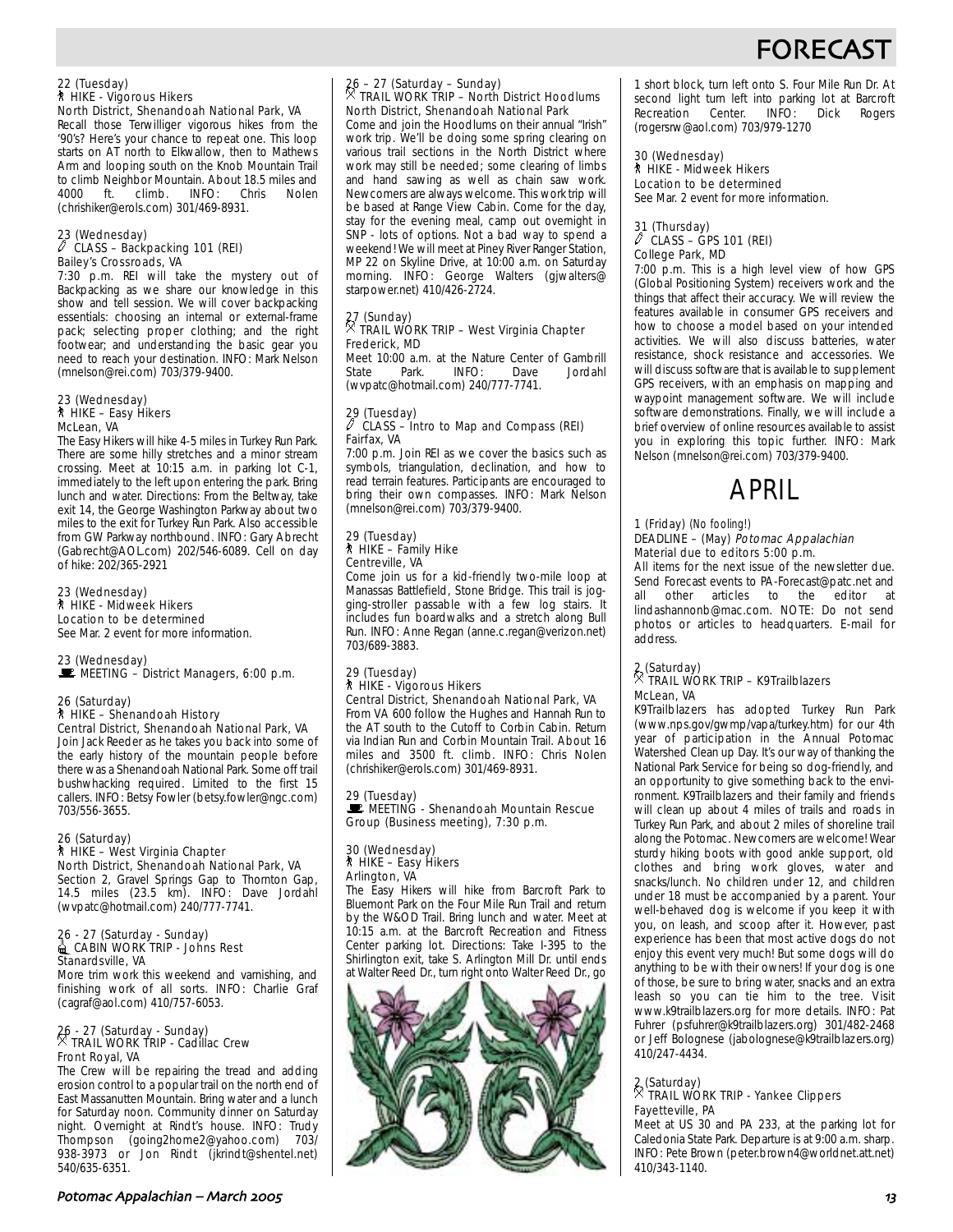# FORECAST

22 (Tuesday)
HIKE - Vigorous Hikers
North District, Shenandoah National Park, VA
Recall those Terwilliger vigorous hikes from the '90's? Here's your chance to repeat one. This loop starts on AT north to Elkwallow, then to Mathews Arm and looping south on the Knob Mountain Trail to climb Neighbor Mountain. About 18.5 miles and 4000 ft. climb. INFO: Chris Nolen (chrishiker@erols.com) 301/469-8931.

23 (Wednesday)
CLASS – Backpacking 101 (REI)
Bailey's Crossroads, VA
7:30 p.m. REI will take the mystery out of Backpacking as we share our knowledge in this show and tell session. We will cover backpacking essentials: choosing an internal or external-frame pack; selecting proper clothing; and the right footwear; and understanding the basic gear you need to reach your destination. INFO: Mark Nelson (mnelson@rei.com) 703/379-9400.

23 (Wednesday)
HIKE – Easy Hikers
McLean, VA
The Easy Hikers will hike 4-5 miles in Turkey Run Park. There are some hilly stretches and a minor stream crossing. Meet at 10:15 a.m. in parking lot C-1, immediately to the left upon entering the park. Bring lunch and water. Directions: From the Beltway, take exit 14, the George Washington Parkway about two miles to the exit for Turkey Run Park. Also accessible from GW Parkway northbound. INFO: Gary Abrecht (Gabrecht@AOL.com) 202/546-6089. Cell on day of hike: 202/365-2921

23 (Wednesday)
HIKE - Midweek Hikers
Location to be determined
See Mar. 2 event for more information.

23 (Wednesday)
MEETING – District Managers, 6:00 p.m.

26 (Saturday)
HIKE – Shenandoah History
Central District, Shenandoah National Park, VA
Join Jack Reeder as he takes you back into some of the early history of the mountain people before there was a Shenandoah National Park. Some off trail bushwhacking required. Limited to the first 15 callers. INFO: Betsy Fowler (betsy.fowler@ngc.com) 703/556-3655.

26 (Saturday)
HIKE – West Virginia Chapter
North District, Shenandoah National Park, VA
Section 2, Gravel Springs Gap to Thornton Gap, 14.5 miles (23.5 km). INFO: Dave Jordahl (wvpatc@hotmail.com) 240/777-7741.

26 - 27 (Saturday - Sunday)
CABIN WORK TRIP - Johns Rest
Stanardsville, VA
More trim work this weekend and varnishing, and finishing work of all sorts. INFO: Charlie Graf (cagraf@aol.com) 410/757-6053.

26 - 27 (Saturday - Sunday)
TRAIL WORK TRIP - Cadillac Crew
Front Royal, VA
The Crew will be repairing the tread and adding erosion control to a popular trail on the north end of East Massanutten Mountain. Bring water and a lunch for Saturday noon. Community dinner on Saturday night. Overnight at Rindt's house. INFO: Trudy Thompson (going2home2@yahoo.com) 703/938-3973 or Jon Rindt (jkrindt@shentel.net) 540/635-6351.

26 – 27 (Saturday – Sunday)
TRAIL WORK TRIP – North District Hoodlums
North District, Shenandoah National Park
Come and join the Hoodlums on their annual "Irish" work trip. We'll be doing some spring clearing on various trail sections in the North District where work may still be needed; some clearing of limbs and hand sawing as well as chain saw work. Newcomers are always welcome. This work trip will be based at Range View Cabin. Come for the day, stay for the evening meal, camp out overnight in SNP - lots of options. Not a bad way to spend a weekend! We will meet at Piney River Ranger Station, MP 22 on Skyline Drive, at 10:00 a.m. on Saturday morning. INFO: George Walters (gjwalters@starpower.net) 410/426-2724.

27 (Sunday)
TRAIL WORK TRIP – West Virginia Chapter
Frederick, MD
Meet 10:00 a.m. at the Nature Center of Gambrill State Park. INFO: Dave Jordahl (wvpatc@hotmail.com) 240/777-7741.

29 (Tuesday)
CLASS – Intro to Map and Compass (REI)
Fairfax, VA
7:00 p.m. Join REI as we cover the basics such as symbols, triangulation, declination, and how to read terrain features. Participants are encouraged to bring their own compasses. INFO: Mark Nelson (mnelson@rei.com) 703/379-9400.

29 (Tuesday)
HIKE – Family Hike
Centreville, VA
Come join us for a kid-friendly two-mile loop at Manassas Battlefield, Stone Bridge. This trail is jogging-stroller passable with a few log stairs. It includes fun boardwalks and a stretch along Bull Run. INFO: Anne Regan (anne.c.regan@verizon.net) 703/689-3883.

29 (Tuesday)
HIKE - Vigorous Hikers
Central District, Shenandoah National Park, VA
From VA 600 follow the Hughes and Hannah Run to the AT south to the Cutoff to Corbin Cabin. Return via Indian Run and Corbin Mountain Trail. About 16 miles and 3500 ft. climb. INFO: Chris Nolen (chrishiker@erols.com) 301/469-8931.

29 (Tuesday)
MEETING - Shenandoah Mountain Rescue Group (Business meeting), 7:30 p.m.

30 (Wednesday)
HIKE – Easy Hikers
Arlington, VA
The Easy Hikers will hike from Barcroft Park to Bluemont Park on the Four Mile Run Trail and return by the W&OD Trail. Bring lunch and water. Meet at 10:15 a.m. at the Barcroft Recreation and Fitness Center parking lot. Directions: Take I-395 to the Shirlington exit, take S. Arlington Mill Dr. until ends at Walter Reed Dr., turn right onto Walter Reed Dr., go 1 short block, turn left onto S. Four Mile Run Dr. At second light turn left into parking lot at Barcroft Recreation Center. INFO: Dick Rogers (rogersrw@aol.com) 703/979-1270

30 (Wednesday)
HIKE - Midweek Hikers
Location to be determined
See Mar. 2 event for more information.

31 (Thursday)
CLASS – GPS 101 (REI)
College Park, MD
7:00 p.m. This is a high level view of how GPS (Global Positioning System) receivers work and the things that affect their accuracy. We will review the features available in consumer GPS receivers and how to choose a model based on your intended activities. We will also discuss batteries, water resistance, shock resistance and accessories. We will discuss software that is available to supplement GPS receivers, with an emphasis on mapping and waypoint management software. We will include software demonstrations. Finally, we will include a brief overview of online resources available to assist you in exploring this topic further. INFO: Mark Nelson (mnelson@rei.com) 703/379-9400.

## APRIL

1 (Friday) (No fooling!)
DEADLINE – (May) *Potomac Appalachian*
Material due to editors 5:00 p.m.
All items for the next issue of the newsletter due. Send Forecast events to PA-Forecast@patc.net and all other articles to the editor at lindashannonb@mac.com. NOTE: Do not send photos or articles to headquarters. E-mail for address.

2 (Saturday)
TRAIL WORK TRIP – K9Trailblazers
McLean, VA
K9Trailblazers has adopted Turkey Run Park (www.nps.gov/gwmp/vapa/turkey.htm) for our 4th year of participation in the Annual Potomac Watershed Clean up Day. It's our way of thanking the National Park Service for being so dog-friendly, and an opportunity to give something back to the environment. K9Trailblazers and their family and friends will clean up about 4 miles of trails and roads in Turkey Run Park, and about 2 miles of shoreline trail along the Potomac. Newcomers are welcome! Wear sturdy hiking boots with good ankle support, old clothes and bring work gloves, water and snacks/lunch. No children under 12, and children under 18 must be accompanied by a parent. Your well-behaved dog is welcome if you keep it with you, on leash, and scoop after it. However, past experience has been that most active dogs do not enjoy this event very much! But some dogs will do anything to be with their owners! If your dog is one of those, be sure to bring water, snacks and an extra leash so you can tie him to the tree. Visit www.k9trailblazers.org for more details. INFO: Pat Fuhrer (psfuhrer@k9trailblazers.org) 301/482-2468 or Jeff Bolognese (jabolognese@k9trailblazers.org) 410/247-4434.

2 (Saturday)
TRAIL WORK TRIP - Yankee Clippers
Fayetteville, PA
Meet at US 30 and PA 233, at the parking lot for Caledonia State Park. Departure is at 9:00 a.m. sharp. INFO: Pete Brown (peter.brown4@worldnet.att.net) 410/343-1140.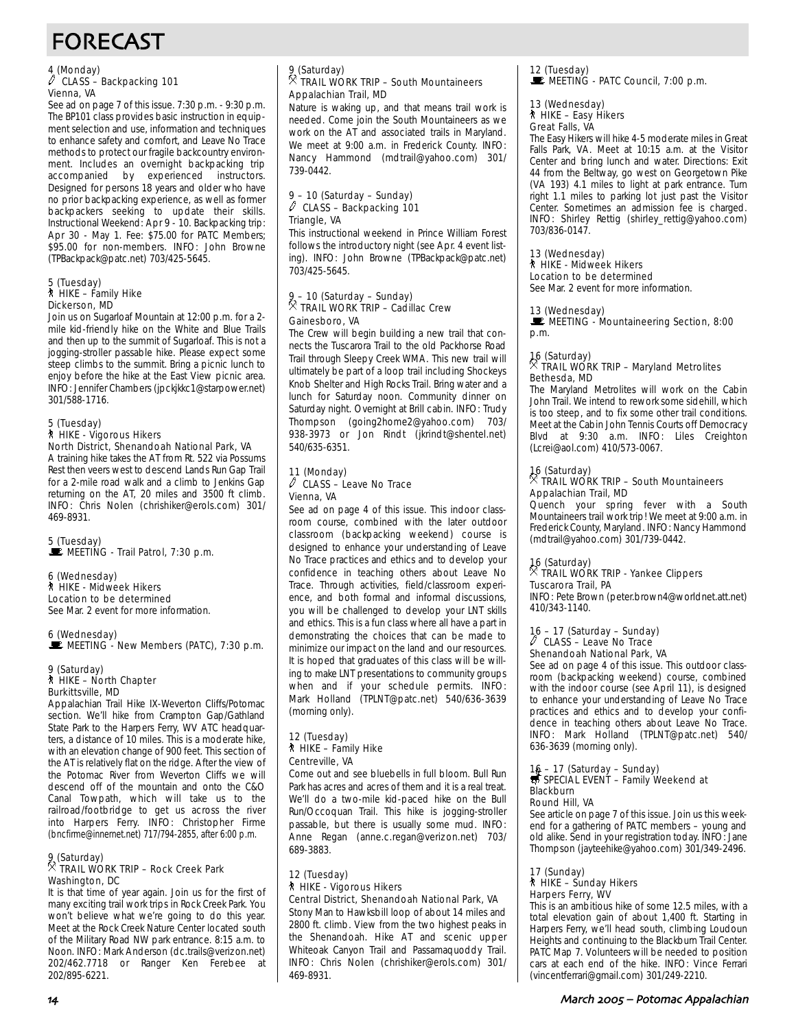# FORECAST

4 (Monday)
CLASS – Backpacking 101
Vienna, VA

See ad on page 7 of this issue. 7:30 p.m. - 9:30 p.m. The BP101 class provides basic instruction in equipment selection and use, information and techniques to enhance safety and comfort, and Leave No Trace methods to protect our fragile backcountry environment. Includes an overnight backpacking trip accompanied by experienced instructors. Designed for persons 18 years and older who have no prior backpacking experience, as well as former backpackers seeking to update their skills. Instructional Weekend: Apr 9 - 10. Backpacking trip: Apr 30 - May 1. Fee: $75.00 for PATC Members; $95.00 for non-members. INFO: John Browne (TPBackpack@patc.net) 703/425-5645.

5 (Tuesday)
HIKE – Family Hike
Dickerson, MD

Join us on Sugarloaf Mountain at 12:00 p.m. for a 2-mile kid-friendly hike on the White and Blue Trails and then up to the summit of Sugarloaf. This is not a jogging-stroller passable hike. Please expect some steep climbs to the summit. Bring a picnic lunch to enjoy before the hike at the East View picnic area. INFO: Jennifer Chambers (jpckjkkc1@starpower.net) 301/588-1716.

5 (Tuesday)
HIKE - Vigorous Hikers
North District, Shenandoah National Park, VA

A training hike takes the AT from Rt. 522 via Possums Rest then veers west to descend Lands Run Gap Trail for a 2-mile road walk and a climb to Jenkins Gap returning on the AT, 20 miles and 3500 ft climb. INFO: Chris Nolen (chrishiker@erols.com) 301/469-8931.

5 (Tuesday)
MEETING - Trail Patrol, 7:30 p.m.

6 (Wednesday)
HIKE - Midweek Hikers
Location to be determined
See Mar. 2 event for more information.

6 (Wednesday)
MEETING - New Members (PATC), 7:30 p.m.

9 (Saturday)
HIKE – North Chapter
Burkittsville, MD

Appalachian Trail Hike IX-Weverton Cliffs/Potomac section. We'll hike from Crampton Gap/Gathland State Park to the Harpers Ferry, WV ATC headquarters, a distance of 10 miles. This is a moderate hike, with an elevation change of 900 feet. This section of the AT is relatively flat on the ridge. After the view of the Potomac River from Weverton Cliffs we will descend off of the mountain and onto the C&O Canal Towpath, which will take us to the railroad/footbridge to get us across the river into Harpers Ferry. INFO: Christopher Firme (bncfirme@innernet.net) 717/794-2855, after 6:00 p.m.

9 (Saturday)
TRAIL WORK TRIP – Rock Creek Park
Washington, DC

It is that time of year again. Join us for the first of many exciting trail work trips in Rock Creek Park. You won't believe what we're going to do this year. Meet at the Rock Creek Nature Center located south of the Military Road NW park entrance. 8:15 a.m. to Noon. INFO: Mark Anderson (dc.trails@verizon.net) 202/462.7718 or Ranger Ken Ferebee at 202/895-6221.

9 (Saturday)
TRAIL WORK TRIP – South Mountaineers
Appalachian Trail, MD

Nature is waking up, and that means trail work is needed. Come join the South Mountaineers as we work on the AT and associated trails in Maryland. We meet at 9:00 a.m. in Frederick County. INFO: Nancy Hammond (mdtrail@yahoo.com) 301/739-0442.

9 – 10 (Saturday – Sunday)
CLASS – Backpacking 101
Triangle, VA

This instructional weekend in Prince William Forest follows the introductory night (see Apr. 4 event listing). INFO: John Browne (TPBackpack@patc.net) 703/425-5645.

9 – 10 (Saturday – Sunday)
TRAIL WORK TRIP – Cadillac Crew
Gainesboro, VA

The Crew will begin building a new trail that connects the Tuscarora Trail to the old Packhorse Road Trail through Sleepy Creek WMA. This new trail will ultimately be part of a loop trail including Shockeys Knob Shelter and High Rocks Trail. Bring water and a lunch for Saturday noon. Community dinner on Saturday night. Overnight at Brill cabin. INFO: Trudy Thompson (going2home2@yahoo.com) 703/938-3973 or Jon Rindt (jkrindt@shentel.net) 540/635-6351.

11 (Monday)
CLASS – Leave No Trace
Vienna, VA

See ad on page 4 of this issue. This indoor classroom course, combined with the later outdoor classroom (backpacking weekend) course is designed to enhance your understanding of Leave No Trace practices and ethics and to develop your confidence in teaching others about Leave No Trace. Through activities, field/classroom experience, and both formal and informal discussions, you will be challenged to develop your LNT skills and ethics. This is a fun class where all have a part in demonstrating the choices that can be made to minimize our impact on the land and our resources. It is hoped that graduates of this class will be willing to make LNT presentations to community groups when and if your schedule permits. INFO: Mark Holland (TPLNT@patc.net) 540/636-3639 (morning only).

12 (Tuesday)
HIKE – Family Hike
Centreville, VA

Come out and see bluebells in full bloom. Bull Run Park has acres and acres of them and it is a real treat. We'll do a two-mile kid-paced hike on the Bull Run/Occoquan Trail. This hike is jogging-stroller passable, but there is usually some mud. INFO: Anne Regan (anne.c.regan@verizon.net) 703/689-3883.

12 (Tuesday)
HIKE - Vigorous Hikers
Central District, Shenandoah National Park, VA

Stony Man to Hawksbill loop of about 14 miles and 2800 ft. climb. View from the two highest peaks in the Shenandoah. Hike AT and scenic upper Whiteoak Canyon Trail and Passamaquoddy Trail. INFO: Chris Nolen (chrishiker@erols.com) 301/469-8931.

12 (Tuesday)
MEETING - PATC Council, 7:00 p.m.

13 (Wednesday)
HIKE – Easy Hikers
Great Falls, VA

The Easy Hikers will hike 4-5 moderate miles in Great Falls Park, VA. Meet at 10:15 a.m. at the Visitor Center and bring lunch and water. Directions: Exit 44 from the Beltway, go west on Georgetown Pike (VA 193) 4.1 miles to light at park entrance. Turn right 1.1 miles to parking lot just past the Visitor Center. Sometimes an admission fee is charged. INFO: Shirley Rettig (shirley_rettig@yahoo.com) 703/836-0147.

13 (Wednesday)
HIKE - Midweek Hikers
Location to be determined
See Mar. 2 event for more information.

13 (Wednesday)
MEETING - Mountaineering Section, 8:00 p.m.

16 (Saturday)
TRAIL WORK TRIP – Maryland Metrolites
Bethesda, MD

The Maryland Metrolites will work on the Cabin John Trail. We intend to rework some sidehill, which is too steep, and to fix some other trail conditions. Meet at the Cabin John Tennis Courts off Democracy Blvd at 9:30 a.m. INFO: Liles Creighton (Lcrei@aol.com) 410/573-0067.

16 (Saturday)
TRAIL WORK TRIP – South Mountaineers
Appalachian Trail, MD

Quench your spring fever with a South Mountaineers trail work trip! We meet at 9:00 a.m. in Frederick County, Maryland. INFO: Nancy Hammond (mdtrail@yahoo.com) 301/739-0442.

16 (Saturday)
TRAIL WORK TRIP - Yankee Clippers
Tuscarora Trail, PA

INFO: Pete Brown (peter.brown4@worldnet.att.net) 410/343-1140.

16 – 17 (Saturday – Sunday)
CLASS – Leave No Trace
Shenandoah National Park, VA

See ad on page 4 of this issue. This outdoor classroom (backpacking weekend) course, combined with the indoor course (see April 11), is designed to enhance your understanding of Leave No Trace practices and ethics and to develop your confidence in teaching others about Leave No Trace. INFO: Mark Holland (TPLNT@patc.net) 540/636-3639 (morning only).

16 – 17 (Saturday – Sunday)
SPECIAL EVENT – Family Weekend at Blackburn
Round Hill, VA

See article on page 7 of this issue. Join us this weekend for a gathering of PATC members – young and old alike. Send in your registration today. INFO: Jane Thompson (jayteehike@yahoo.com) 301/349-2496.

17 (Sunday)
HIKE – Sunday Hikers
Harpers Ferry, WV

This is an ambitious hike of some 12.5 miles, with a total elevation gain of about 1,400 ft. Starting in Harpers Ferry, we'll head south, climbing Loudoun Heights and continuing to the Blackburn Trail Center. PATC Map 7. Volunteers will be needed to position cars at each end of the hike. INFO: Vince Ferrari (vincentferrari@gmail.com) 301/249-2210.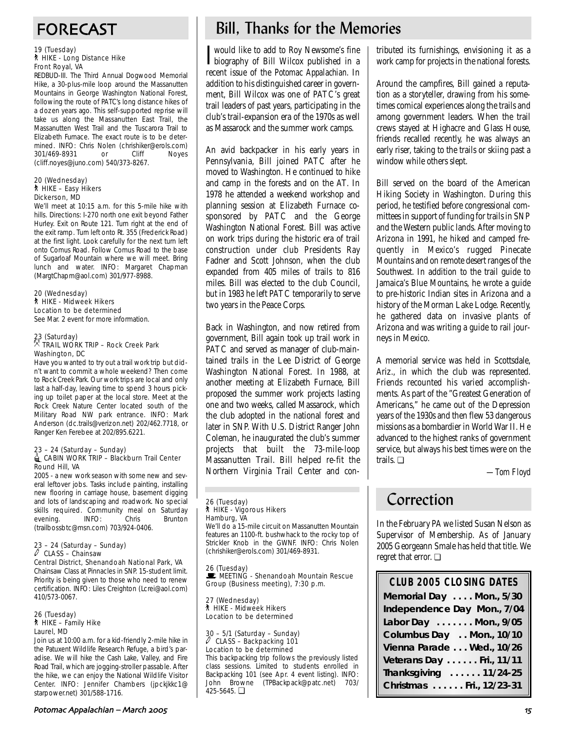# FORECAST

19 (Tuesday)
HIKE - Long Distance Hike
Front Royal, VA

REDBUD-III. The Third Annual Dogwood Memorial Hike, a 30-plus-mile loop around the Massanutten Mountains in George Washington National Forest, following the route of PATC's long distance hikes of a dozen years ago. This self-supported reprise will take us along the Massanutten East Trail, the Massanutten West Trail and the Tuscarora Trail to Elizabeth Furnace. The exact route is to be determined. INFO: Chris Nolen (chrishiker@erols.com) 301/469-8931 or Cliff Noyes (cliff.noyes@juno.com) 540/373-8267.

20 (Wednesday)
HIKE – Easy Hikers
Dickerson, MD

We'll meet at 10:15 a.m. for this 5-mile hike with hills. Directions: I-270 north one exit beyond Father Hurley. Exit on Route 121. Turn right at the end of the exit ramp. Turn left onto Rt. 355 (Frederick Road) at the first light. Look carefully for the next turn left onto Comus Road. Follow Comus Road to the base of Sugarloaf Mountain where we will meet. Bring lunch and water. INFO: Margaret Chapman (MargtChapm@aol.com) 301/977-8988.

20 (Wednesday)
HIKE - Midweek Hikers
Location to be determined
See Mar. 2 event for more information.

23 (Saturday)
TRAIL WORK TRIP – Rock Creek Park
Washington, DC

Have you wanted to try out a trail work trip but didn't want to commit a whole weekend? Then come to Rock Creek Park. Our work trips are local and only last a half-day, leaving time to spend 3 hours picking up toilet paper at the local store. Meet at the Rock Creek Nature Center located south of the Military Road NW park entrance. INFO: Mark Anderson (dc.trails@verizon.net) 202/462.7718, or Ranger Ken Ferebee at 202/895.6221.

23 – 24 (Saturday – Sunday)
CABIN WORK TRIP – Blackburn Trail Center
Round Hill, VA

2005 - a new work season with some new and several leftover jobs. Tasks include painting, installing new flooring in carriage house, basement digging and lots of landscaping and roadwork. No special skills required. Community meal on Saturday evening. INFO: Chris Brunton (trailbossbtc@msn.com) 703/924-0406.

23 – 24 (Saturday – Sunday)
CLASS – Chainsaw
Central District, Shenandoah National Park, VA

Chainsaw Class at Pinnacles in SNP. 15-student limit. Priority is being given to those who need to renew certification. INFO: Liles Creighton (Lcrei@aol.com) 410/573-0067.

26 (Tuesday)
HIKE – Family Hike
Laurel, MD

Join us at 10:00 a.m. for a kid-friendly 2-mile hike in the Patuxent Wildlife Research Refuge, a bird's paradise. We will hike the Cash Lake, Valley, and Fire Road Trail, which are jogging-stroller passable. After the hike, we can enjoy the National Wildlife Visitor Center. INFO: Jennifer Chambers (jpckjkkc1@starpower.net) 301/588-1716.

26 (Tuesday)
HIKE - Vigorous Hikers
Hamburg, VA

We'll do a 15-mile circuit on Massanutten Mountain features an 1100-ft. bushwhack to the rocky top of Strickler Knob in the GWNF. INFO: Chris Nolen (chrishiker@erols.com) 301/469-8931.

26 (Tuesday)
MEETING - Shenandoah Mountain Rescue Group (Business meeting), 7:30 p.m.

27 (Wednesday)
HIKE - Midweek Hikers
Location to be determined

30 – 5/1 (Saturday – Sunday)
CLASS – Backpacking 101
Location to be determined

This backpacking trip follows the previously listed class sessions. Limited to students enrolled in Backpacking 101 (see Apr. 4 event listing). INFO: John Browne (TPBackpack@patc.net) 703/425-5645. ❑

# Bill, Thanks for the Memories

I would like to add to Roy Newsome's fine biography of Bill Wilcox published in a recent issue of the *Potomac Appalachian*. In addition to his distinguished career in government, Bill Wilcox was one of PATC's great trail leaders of past years, participating in the club's trail-expansion era of the 1970s as well as Massarock and the summer work camps.

An avid backpacker in his early years in Pennsylvania, Bill joined PATC after he moved to Washington. He continued to hike and camp in the forests and on the AT. In 1978 he attended a weekend workshop and planning session at Elizabeth Furnace co-sponsored by PATC and the George Washington National Forest. Bill was active on work trips during the historic era of trail construction under club Presidents Ray Fadner and Scott Johnson, when the club expanded from 405 miles of trails to 816 miles. Bill was elected to the club Council, but in 1983 he left PATC temporarily to serve two years in the Peace Corps.

Back in Washington, and now retired from government, Bill again took up trail work in PATC and served as manager of club-maintained trails in the Lee District of George Washington National Forest. In 1988, at another meeting at Elizabeth Furnace, Bill proposed the summer work projects lasting one and two weeks, called Massarock, which the club adopted in the national forest and later in SNP. With U.S. District Ranger John Coleman, he inaugurated the club's summer projects that built the 73-mile-loop Massanutten Trail. Bill helped re-fit the Northern Virginia Trail Center and contributed its furnishings, envisioning it as a work camp for projects in the national forests.

Around the campfires, Bill gained a reputation as a storyteller, drawing from his sometimes comical experiences along the trails and among government leaders. When the trail crews stayed at Highacre and Glass House, friends recalled recently, he was always an early riser, taking to the trails or skiing past a window while others slept.

Bill served on the board of the American Hiking Society in Washington. During this period, he testified before congressional committees in support of funding for trails in SNP and the Western public lands. After moving to Arizona in 1991, he hiked and camped frequently in Mexico's rugged Pinecate Mountains and on remote desert ranges of the Southwest. In addition to the trail guide to Jamaica's Blue Mountains, he wrote a guide to pre-historic Indian sites in Arizona and a history of the Morman Lake Lodge. Recently, he gathered data on invasive plants of Arizona and was writing a guide to rail journeys in Mexico.

A memorial service was held in Scottsdale, Ariz., in which the club was represented. Friends recounted his varied accomplishments. As part of the "Greatest Generation of Americans," he came out of the Depression years of the 1930s and then flew 53 dangerous missions as a bombardier in World War II. He advanced to the highest ranks of government service, but always his best times were on the trails. ❑

*—Tom Floyd*

# Correction

In the February PA we listed Susan Nelson as Supervisor of Membership. As of January 2005 Georgeann Smale has held that title. We regret that error. ❑

## CLUB 2005 CLOSING DATES

**Memorial Day . . . . Mon., 5/30**
**Independence Day Mon., 7/04**
**Labor Day . . . . . . . Mon., 9/05**
**Columbus Day . . Mon., 10/10**
**Vienna Parade . . . Wed., 10/26**
**Veterans Day . . . . . . Fri., 11/11**
**Thanksgiving . . . . . . 11/24-25**
**Christmas . . . . . . Fri., 12/23-31**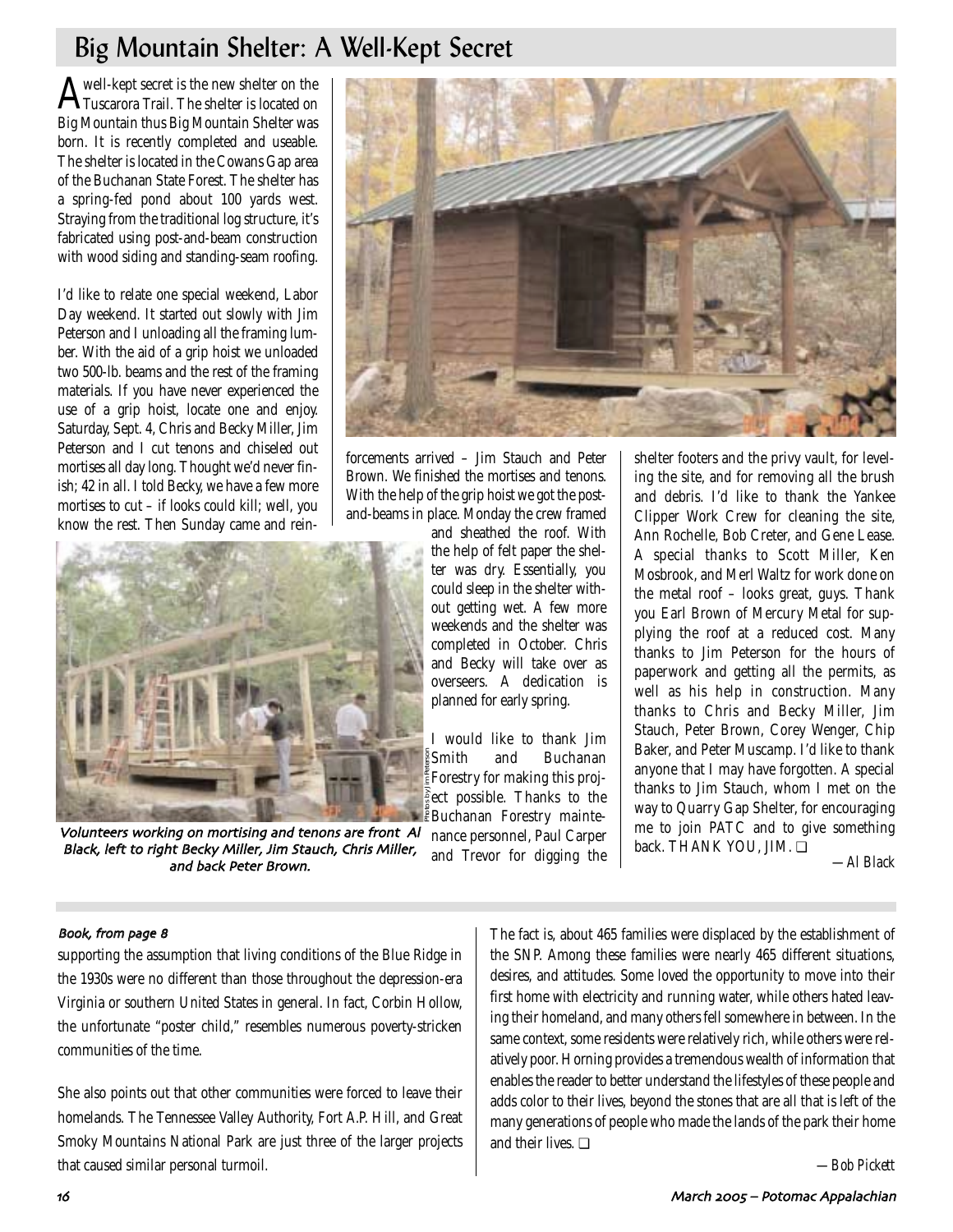## Big Mountain Shelter: A Well-Kept Secret

A well-kept secret is the new shelter on the Tuscarora Trail. The shelter is located on Big Mountain thus Big Mountain Shelter was born. It is recently completed and useable. The shelter is located in the Cowans Gap area of the Buchanan State Forest. The shelter has a spring-fed pond about 100 yards west. Straying from the traditional log structure, it's fabricated using post-and-beam construction with wood siding and standing-seam roofing.

I'd like to relate one special weekend, Labor Day weekend. It started out slowly with Jim Peterson and I unloading all the framing lumber. With the aid of a grip hoist we unloaded two 500-lb. beams and the rest of the framing materials. If you have never experienced the use of a grip hoist, locate one and enjoy. Saturday, Sept. 4, Chris and Becky Miller, Jim Peterson and I cut tenons and chiseled out mortises all day long. Thought we'd never finish; 42 in all. I told Becky, we have a few more mortises to cut – if looks could kill; well, you know the rest. Then Sunday came and reinforcements arrived – Jim Stauch and Peter Brown. We finished the mortises and tenons. With the help of the grip hoist we got the post-and-beams in place. Monday the crew framed and sheathed the roof. With the help of felt paper the shelter was dry. Essentially, you could sleep in the shelter without getting wet. A few more weekends and the shelter was completed in October. Chris and Becky will take over as overseers. A dedication is planned for early spring.

*Volunteers working on mortising and tenons are front Al Black, left to right Becky Miller, Jim Stauch, Chris Miller, and back Peter Brown.*

Photos by Jim Peterson

I would like to thank Jim Smith and Buchanan Forestry for making this project possible. Thanks to the Buchanan Forestry maintenance personnel, Paul Carper and Trevor for digging the shelter footers and the privy vault, for leveling the site, and for removing all the brush and debris. I'd like to thank the Yankee Clipper Work Crew for cleaning the site, Ann Rochelle, Bob Creter, and Gene Lease. A special thanks to Scott Miller, Ken Mosbrook, and Merl Waltz for work done on the metal roof – looks great, guys. Thank you Earl Brown of Mercury Metal for supplying the roof at a reduced cost. Many thanks to Jim Peterson for the hours of paperwork and getting all the permits, as well as his help in construction. Many thanks to Chris and Becky Miller, Jim Stauch, Peter Brown, Corey Wenger, Chip Baker, and Peter Muscamp. I'd like to thank anyone that I may have forgotten. A special thanks to Jim Stauch, whom I met on the way to Quarry Gap Shelter, for encouraging me to join PATC and to give something back. THANK YOU, JIM. ❑

*—Al Black*

---

*Book, from page 8*

supporting the assumption that living conditions of the Blue Ridge in the 1930s were no different than those throughout the depression-era Virginia or southern United States in general. In fact, Corbin Hollow, the unfortunate "poster child," resembles numerous poverty-stricken communities of the time.

She also points out that other communities were forced to leave their homelands. The Tennessee Valley Authority, Fort A.P. Hill, and Great Smoky Mountains National Park are just three of the larger projects that caused similar personal turmoil.

The fact is, about 465 families were displaced by the establishment of the SNP. Among these families were nearly 465 different situations, desires, and attitudes. Some loved the opportunity to move into their first home with electricity and running water, while others hated leaving their homeland, and many others fell somewhere in between. In the same context, some residents were relatively rich, while others were relatively poor. Horning provides a tremendous wealth of information that enables the reader to better understand the lifestyles of these people and adds color to their lives, beyond the stones that are all that is left of the many generations of people who made the lands of the park their home and their lives. ❑

*—Bob Pickett*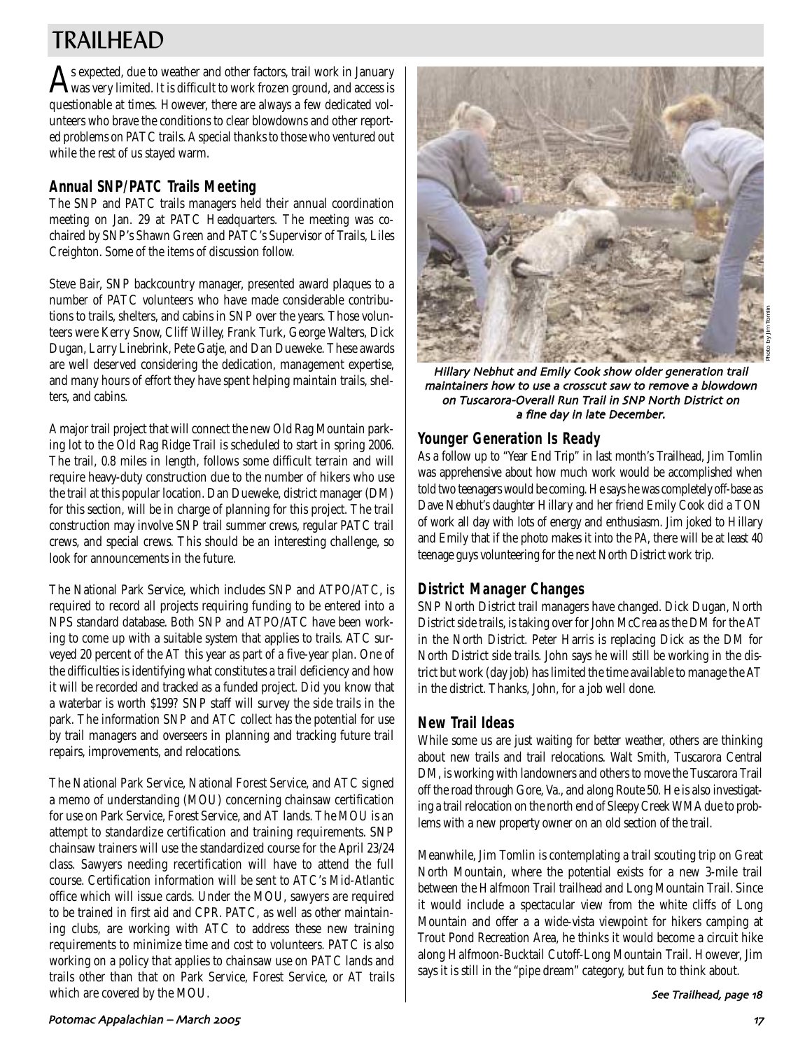# TRAILHEAD

As expected, due to weather and other factors, trail work in January was very limited. It is difficult to work frozen ground, and access is questionable at times. However, there are always a few dedicated volunteers who brave the conditions to clear blowdowns and other reported problems on PATC trails. A special thanks to those who ventured out while the rest of us stayed warm.

## Annual SNP/PATC Trails Meeting

The SNP and PATC trails managers held their annual coordination meeting on Jan. 29 at PATC Headquarters. The meeting was co-chaired by SNP's Shawn Green and PATC's Supervisor of Trails, Liles Creighton. Some of the items of discussion follow.

Steve Bair, SNP backcountry manager, presented award plaques to a number of PATC volunteers who have made considerable contributions to trails, shelters, and cabins in SNP over the years. Those volunteers were Kerry Snow, Cliff Willey, Frank Turk, George Walters, Dick Dugan, Larry Linebrink, Pete Gatje, and Dan Dueweke. These awards are well deserved considering the dedication, management expertise, and many hours of effort they have spent helping maintain trails, shelters, and cabins.

A major trail project that will connect the new Old Rag Mountain parking lot to the Old Rag Ridge Trail is scheduled to start in spring 2006. The trail, 0.8 miles in length, follows some difficult terrain and will require heavy-duty construction due to the number of hikers who use the trail at this popular location. Dan Dueweke, district manager (DM) for this section, will be in charge of planning for this project. The trail construction may involve SNP trail summer crews, regular PATC trail crews, and special crews. This should be an interesting challenge, so look for announcements in the future.

The National Park Service, which includes SNP and ATPO/ATC, is required to record all projects requiring funding to be entered into a NPS standard database. Both SNP and ATPO/ATC have been working to come up with a suitable system that applies to trails. ATC surveyed 20 percent of the AT this year as part of a five-year plan. One of the difficulties is identifying what constitutes a trail deficiency and how it will be recorded and tracked as a funded project. Did you know that a waterbar is worth $199? SNP staff will survey the side trails in the park. The information SNP and ATC collect has the potential for use by trail managers and overseers in planning and tracking future trail repairs, improvements, and relocations.

The National Park Service, National Forest Service, and ATC signed a memo of understanding (MOU) concerning chainsaw certification for use on Park Service, Forest Service, and AT lands. The MOU is an attempt to standardize certification and training requirements. SNP chainsaw trainers will use the standardized course for the April 23/24 class. Sawyers needing recertification will have to attend the full course. Certification information will be sent to ATC's Mid-Atlantic office which will issue cards. Under the MOU, sawyers are required to be trained in first aid and CPR. PATC, as well as other maintaining clubs, are working with ATC to address these new training requirements to minimize time and cost to volunteers. PATC is also working on a policy that applies to chainsaw use on PATC lands and trails other than that on Park Service, Forest Service, or AT trails which are covered by the MOU.

Photo by Jim Tomlin

*Hillary Nebhut and Emily Cook show older generation trail maintainers how to use a crosscut saw to remove a blowdown on Tuscarora-Overall Run Trail in SNP North District on a fine day in late December.*

## Younger Generation Is Ready

As a follow up to "Year End Trip" in last month's Trailhead, Jim Tomlin was apprehensive about how much work would be accomplished when told two teenagers would be coming. He says he was completely off-base as Dave Nebhut's daughter Hillary and her friend Emily Cook did a TON of work all day with lots of energy and enthusiasm. Jim joked to Hillary and Emily that if the photo makes it into the *PA*, there will be at least 40 teenage guys volunteering for the next North District work trip.

## District Manager Changes

SNP North District trail managers have changed. Dick Dugan, North District side trails, is taking over for John McCrea as the DM for the AT in the North District. Peter Harris is replacing Dick as the DM for North District side trails. John says he will still be working in the district but work (day job) has limited the time available to manage the AT in the district. Thanks, John, for a job well done.

## New Trail Ideas

While some us are just waiting for better weather, others are thinking about new trails and trail relocations. Walt Smith, Tuscarora Central DM, is working with landowners and others to move the Tuscarora Trail off the road through Gore, Va., and along Route 50. He is also investigating a trail relocation on the north end of Sleepy Creek WMA due to problems with a new property owner on an old section of the trail.

Meanwhile, Jim Tomlin is contemplating a trail scouting trip on Great North Mountain, where the potential exists for a new 3-mile trail between the Halfmoon Trail trailhead and Long Mountain Trail. Since it would include a spectacular view from the white cliffs of Long Mountain and offer a a wide-vista viewpoint for hikers camping at Trout Pond Recreation Area, he thinks it would become a circuit hike along Halfmoon-Bucktail Cutoff-Long Mountain Trail. However, Jim says it is still in the "pipe dream" category, but fun to think about.

*See Trailhead, page 18*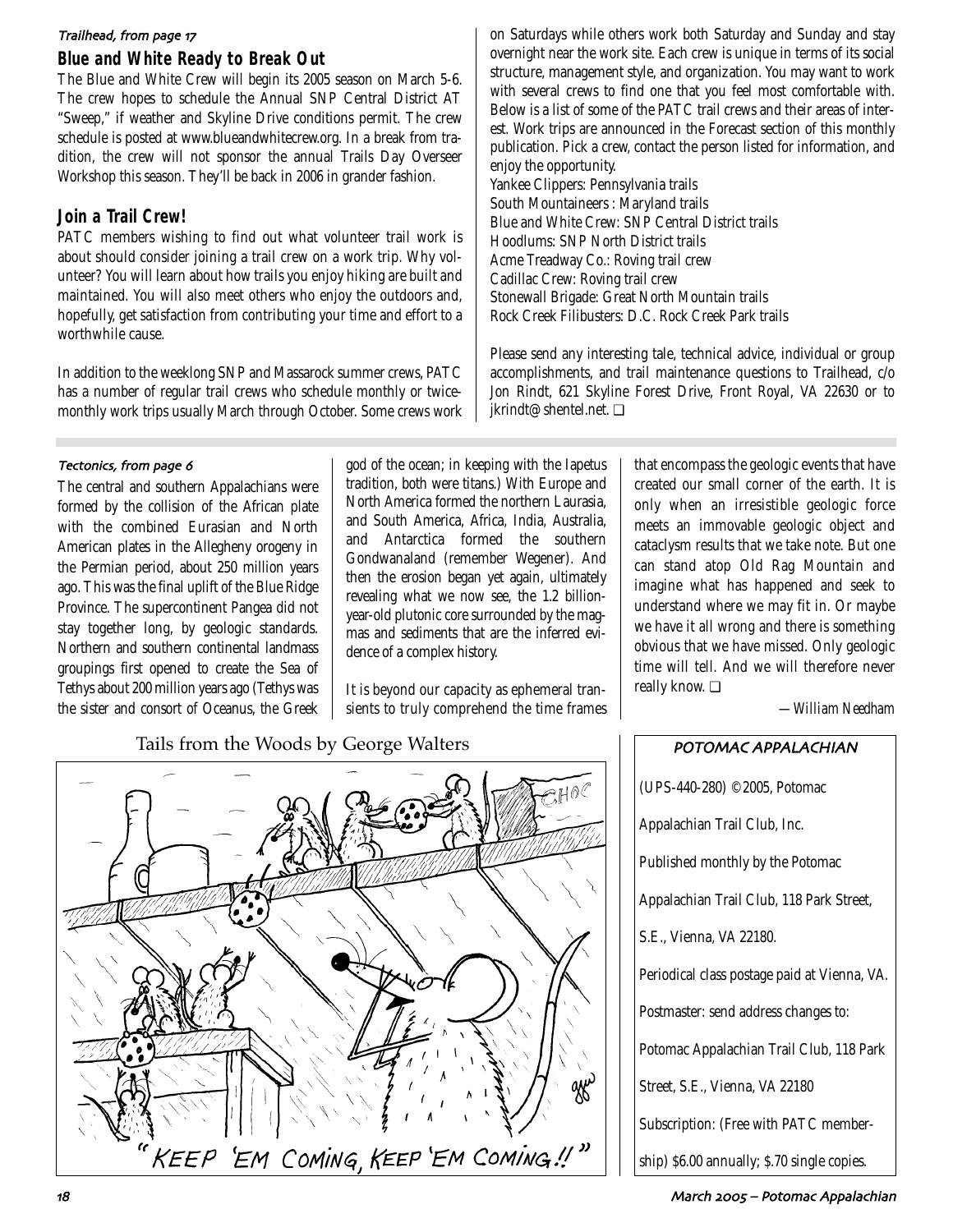*Trailhead, from page 17*

## Blue and White Ready to Break Out

The Blue and White Crew will begin its 2005 season on March 5-6. The crew hopes to schedule the Annual SNP Central District AT "Sweep," if weather and Skyline Drive conditions permit. The crew schedule is posted at www.blueandwhitecrew.org. In a break from tradition, the crew will not sponsor the annual Trails Day Overseer Workshop this season. They'll be back in 2006 in grander fashion.

## Join a Trail Crew!

PATC members wishing to find out what volunteer trail work is about should consider joining a trail crew on a work trip. Why volunteer? You will learn about how trails you enjoy hiking are built and maintained. You will also meet others who enjoy the outdoors and, hopefully, get satisfaction from contributing your time and effort to a worthwhile cause.

In addition to the weeklong SNP and Massarock summer crews, PATC has a number of regular trail crews who schedule monthly or twice-monthly work trips usually March through October. Some crews work on Saturdays while others work both Saturday and Sunday and stay overnight near the work site. Each crew is unique in terms of its social structure, management style, and organization. You may want to work with several crews to find one that you feel most comfortable with. Below is a list of some of the PATC trail crews and their areas of interest. Work trips are announced in the Forecast section of this monthly publication. Pick a crew, contact the person listed for information, and enjoy the opportunity.

Yankee Clippers: Pennsylvania trails
South Mountaineers : Maryland trails
Blue and White Crew: SNP Central District trails
Hoodlums: SNP North District trails
Acme Treadway Co.: Roving trail crew
Cadillac Crew: Roving trail crew
Stonewall Brigade: Great North Mountain trails
Rock Creek Filibusters: D.C. Rock Creek Park trails

Please send any interesting tale, technical advice, individual or group accomplishments, and trail maintenance questions to Trailhead, c/o Jon Rindt, 621 Skyline Forest Drive, Front Royal, VA 22630 or to jkrindt@shentel.net. ❑

*Tectonics, from page 6*

The central and southern Appalachians were formed by the collision of the African plate with the combined Eurasian and North American plates in the Allegheny orogeny in the Permian period, about 250 million years ago. This was the final uplift of the Blue Ridge Province. The supercontinent Pangea did not stay together long, by geologic standards. Northern and southern continental landmass groupings first opened to create the Sea of Tethys about 200 million years ago (Tethys was the sister and consort of Oceanus, the Greek god of the ocean; in keeping with the Iapetus tradition, both were titans.) With Europe and North America formed the northern Laurasia, and South America, Africa, India, Australia, and Antarctica formed the southern Gondwanaland (remember Wegener). And then the erosion began yet again, ultimately revealing what we now see, the 1.2 billion-year-old plutonic core surrounded by the magmas and sediments that are the inferred evidence of a complex history.

It is beyond our capacity as ephemeral transients to truly comprehend the time frames that encompass the geologic events that have created our small corner of the earth. It is only when an irresistible geologic force meets an immovable geologic object and cataclysm results that we take note. But one can stand atop Old Rag Mountain and imagine what has happened and seek to understand where we may fit in. Or maybe we have it all wrong and there is something obvious that we have missed. Only geologic time will tell. And we will therefore never really know. ❑

*—William Needham*

Tails from the Woods by George Walters

"KEEP 'EM COMING, KEEP 'EM COMING!!"

### POTOMAC APPALACHIAN

(UPS-440-280) ©2005, Potomac Appalachian Trail Club, Inc.

Published monthly by the Potomac Appalachian Trail Club, 118 Park Street, S.E., Vienna, VA 22180.

Periodical class postage paid at Vienna, VA.

Postmaster: send address changes to: Potomac Appalachian Trail Club, 118 Park Street, S.E., Vienna, VA 22180

Subscription: (Free with PATC membership) $6.00 annually; $.70 single copies.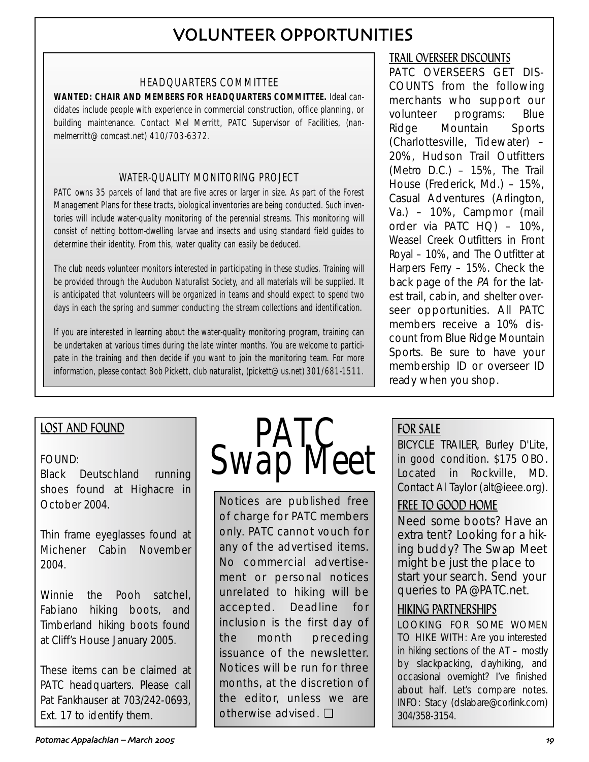# VOLUNTEER OPPORTUNITIES

### HEADQUARTERS COMMITTEE

**WANTED: CHAIR AND MEMBERS FOR HEADQUARTERS COMMITTEE.** Ideal candidates include people with experience in commercial construction, office planning, or building maintenance. Contact Mel Merritt, PATC Supervisor of Facilities, (nanmelmerritt@comcast.net) 410/703-6372.

### WATER-QUALITY MONITORING PROJECT

PATC owns 35 parcels of land that are five acres or larger in size. As part of the Forest Management Plans for these tracts, biological inventories are being conducted. Such inventories will include water-quality monitoring of the perennial streams. This monitoring will consist of netting bottom-dwelling larvae and insects and using standard field guides to determine their identity. From this, water quality can easily be deduced.

The club needs volunteer monitors interested in participating in these studies. Training will be provided through the Audubon Naturalist Society, and all materials will be supplied. It is anticipated that volunteers will be organized in teams and should expect to spend two days in each the spring and summer conducting the stream collections and identification.

If you are interested in learning about the water-quality monitoring program, training can be undertaken at various times during the late winter months. You are welcome to participate in the training and then decide if you want to join the monitoring team. For more information, please contact Bob Pickett, club naturalist, (pickett@us.net) 301/681-1511.

### TRAIL OVERSEER DISCOUNTS

PATC OVERSEERS GET DISCOUNTS from the following merchants who support our volunteer programs: Blue Ridge Mountain Sports (Charlottesville, Tidewater) – 20%, Hudson Trail Outfitters (Metro D.C.) – 15%, The Trail House (Frederick, Md.) – 15%, Casual Adventures (Arlington, Va.) – 10%, Campmor (mail order via PATC HQ) – 10%, Weasel Creek Outfitters in Front Royal – 10%, and The Outfitter at Harpers Ferry – 15%. Check the back page of the *PA* for the latest trail, cabin, and shelter overseer opportunities. All PATC members receive a 10% discount from Blue Ridge Mountain Sports. Be sure to have your membership ID or overseer ID ready when you shop.

# PATC Swap Meet

Notices are published free of charge for PATC members only. PATC cannot vouch for any of the advertised items. No commercial advertisement or personal notices unrelated to hiking will be accepted. Deadline for inclusion is the first day of the month preceding issuance of the newsletter. Notices will be run for three months, at the discretion of the editor, unless we are otherwise advised. ❑

### LOST AND FOUND

FOUND:

Black Deutschland running shoes found at Highacre in October 2004.

Thin frame eyeglasses found at Michener Cabin November 2004.

Winnie the Pooh satchel, Fabiano hiking boots, and Timberland hiking boots found at Cliff's House January 2005.

These items can be claimed at PATC headquarters. Please call Pat Fankhauser at 703/242-0693, Ext. 17 to identify them.

### FOR SALE

BICYCLE TRAILER, Burley D'Lite, in good condition. $175 OBO. Located in Rockville, MD. Contact Al Taylor (alt@ieee.org).

### FREE TO GOOD HOME

Need some boots? Have an extra tent? Looking for a hiking buddy? The Swap Meet might be just the place to start your search. Send your queries to PA@PATC.net.

### HIKING PARTNERSHIPS

LOOKING FOR SOME WOMEN TO HIKE WITH: Are you interested in hiking sections of the AT – mostly by slackpacking, dayhiking, and occasional overnight? I've finished about half. Let's compare notes. INFO: Stacy (dslabare@corlink.com) 304/358-3154.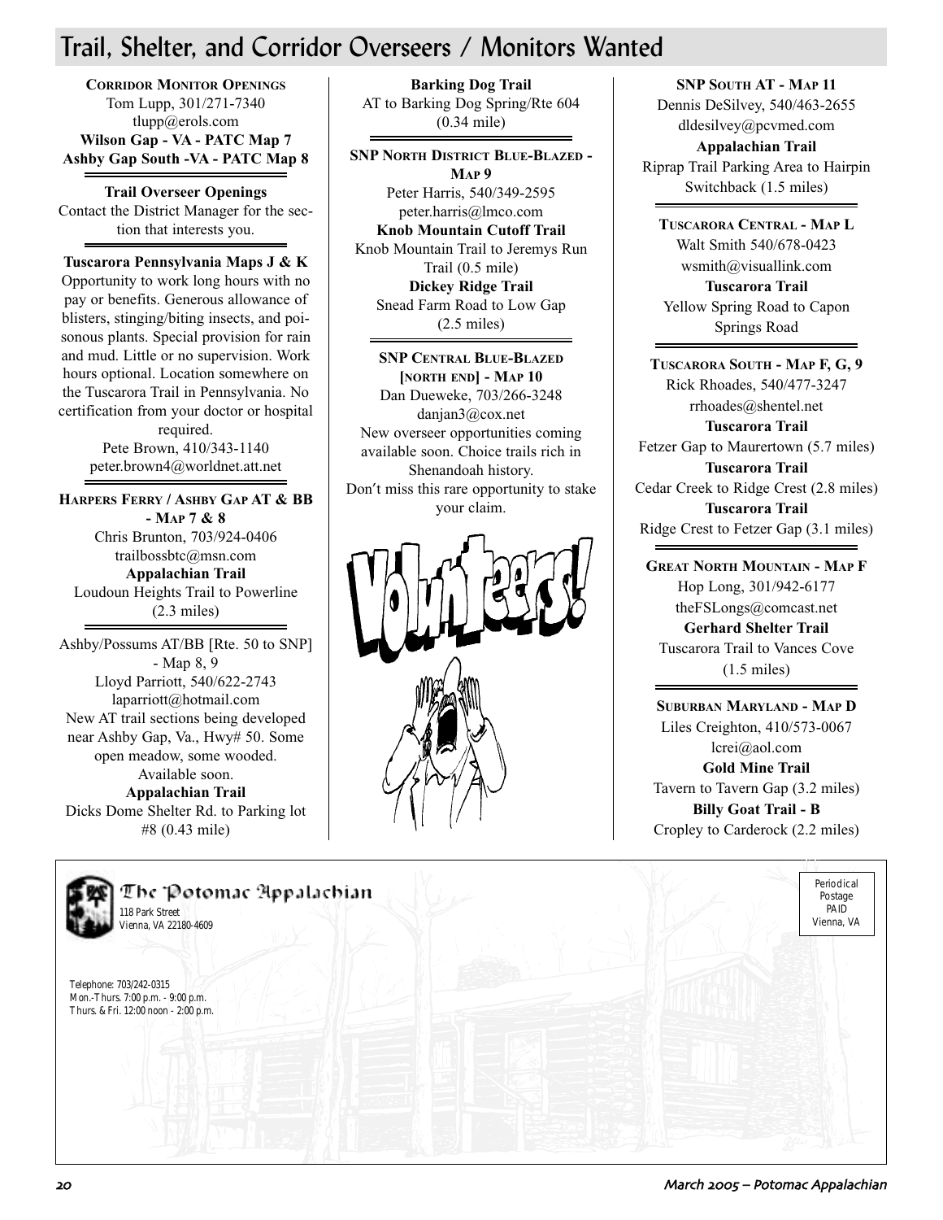# Trail, Shelter, and Corridor Overseers / Monitors Wanted

**CORRIDOR MONITOR OPENINGS**
Tom Lupp, 301/271-7340
tlupp@erols.com
**Wilson Gap - VA - PATC Map 7**
**Ashby Gap South -VA - PATC Map 8**

**Trail Overseer Openings**
Contact the District Manager for the section that interests you.

**Tuscarora Pennsylvania Maps J & K**
Opportunity to work long hours with no pay or benefits. Generous allowance of blisters, stinging/biting insects, and poisonous plants. Special provision for rain and mud. Little or no supervision. Work hours optional. Location somewhere on the Tuscarora Trail in Pennsylvania. No certification from your doctor or hospital required.
Pete Brown, 410/343-1140
peter.brown4@worldnet.att.net

**HARPERS FERRY / ASHBY GAP AT & BB - MAP 7 & 8**
Chris Brunton, 703/924-0406
trailbossbtc@msn.com
**Appalachian Trail**
Loudoun Heights Trail to Powerline (2.3 miles)

Ashby/Possums AT/BB [Rte. 50 to SNP] - Map 8, 9
Lloyd Parriott, 540/622-2743
laparriott@hotmail.com
New AT trail sections being developed near Ashby Gap, Va., Hwy# 50. Some open meadow, some wooded. Available soon.
**Appalachian Trail**
Dicks Dome Shelter Rd. to Parking lot #8 (0.43 mile)

**Barking Dog Trail**
AT to Barking Dog Spring/Rte 604 (0.34 mile)

**SNP NORTH DISTRICT BLUE-BLAZED - MAP 9**
Peter Harris, 540/349-2595
peter.harris@lmco.com
**Knob Mountain Cutoff Trail**
Knob Mountain Trail to Jeremys Run Trail (0.5 mile)
**Dickey Ridge Trail**
Snead Farm Road to Low Gap (2.5 miles)

**SNP CENTRAL BLUE-BLAZED [NORTH END] - MAP 10**
Dan Dueweke, 703/266-3248
danjan3@cox.net
New overseer opportunities coming available soon. Choice trails rich in Shenandoah history.
Don't miss this rare opportunity to stake your claim.

Volunteers!

**SNP SOUTH AT - MAP 11**
Dennis DeSilvey, 540/463-2655
dldesilvey@pcvmed.com
**Appalachian Trail**
Riprap Trail Parking Area to Hairpin Switchback (1.5 miles)

**TUSCARORA CENTRAL - MAP L**
Walt Smith 540/678-0423
wsmith@visuallink.com
**Tuscarora Trail**
Yellow Spring Road to Capon Springs Road

**TUSCARORA SOUTH - MAP F, G, 9**
Rick Rhoades, 540/477-3247
rrhoades@shentel.net
**Tuscarora Trail**
Fetzer Gap to Maurertown (5.7 miles)
**Tuscarora Trail**
Cedar Creek to Ridge Crest (2.8 miles)
**Tuscarora Trail**
Ridge Crest to Fetzer Gap (3.1 miles)

**GREAT NORTH MOUNTAIN - MAP F**
Hop Long, 301/942-6177
theFSLongs@comcast.net
**Gerhard Shelter Trail**
Tuscarora Trail to Vances Cove (1.5 miles)

**SUBURBAN MARYLAND - MAP D**
Liles Creighton, 410/573-0067
lcrei@aol.com
**Gold Mine Trail**
Tavern to Tavern Gap (3.2 miles)
**Billy Goat Trail - B**
Cropley to Carderock (2.2 miles)

The Potomac Appalachian
118 Park Street
Vienna, VA 22180-4609

Periodical Postage PAID Vienna, VA

Telephone: 703/242-0315
Mon.-Thurs. 7:00 p.m. - 9:00 p.m.
Thurs. & Fri. 12:00 noon - 2:00 p.m.